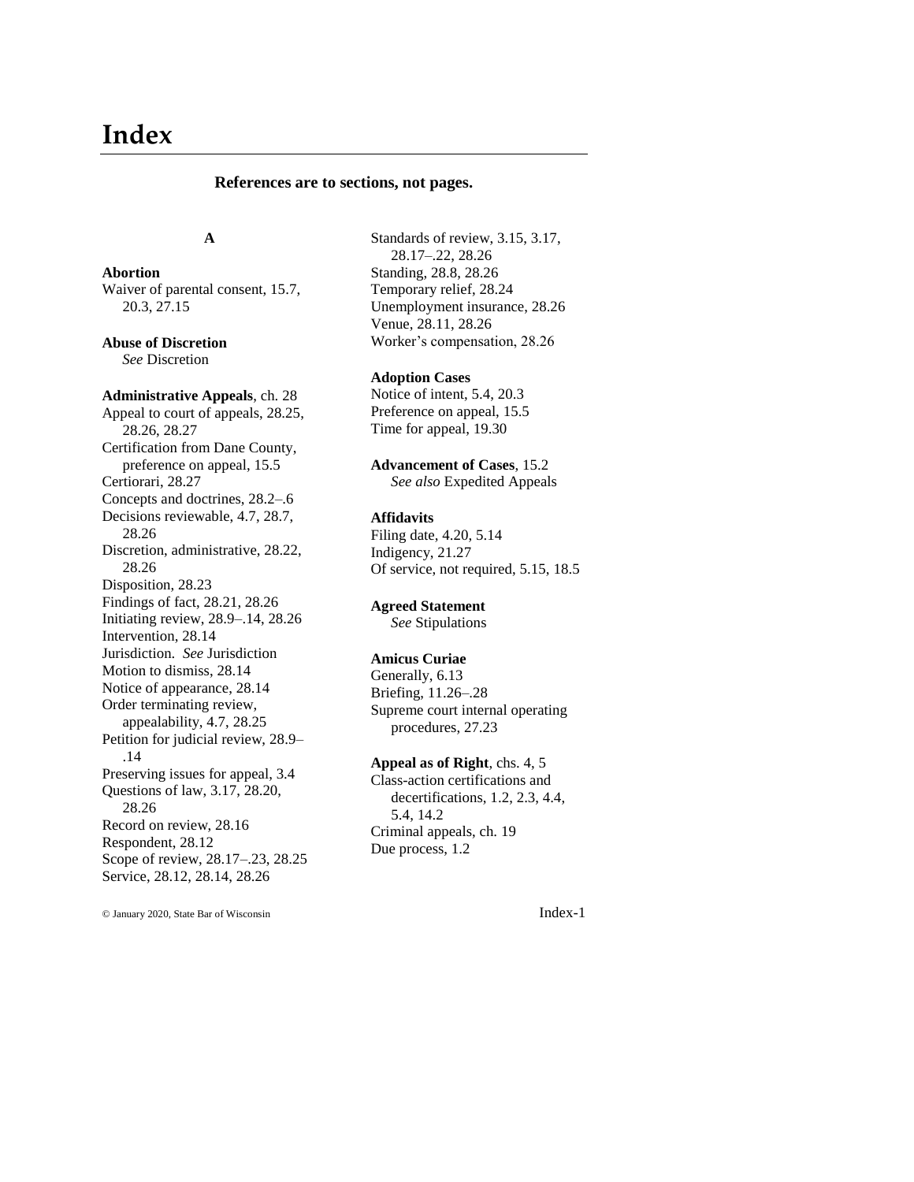# Index

**References are to sections, not pages.**

## A

**Abortion**
Waiver of parental consent, 15.7, 20.3, 27.15

**Abuse of Discretion**
*See* Discretion

**Administrative Appeals**, ch. 28
Appeal to court of appeals, 28.25, 28.26, 28.27
Certification from Dane County, preference on appeal, 15.5
Certiorari, 28.27
Concepts and doctrines, 28.2–.6
Decisions reviewable, 4.7, 28.7, 28.26
Discretion, administrative, 28.22, 28.26
Disposition, 28.23
Findings of fact, 28.21, 28.26
Initiating review, 28.9–.14, 28.26
Intervention, 28.14
Jurisdiction. *See* Jurisdiction
Motion to dismiss, 28.14
Notice of appearance, 28.14
Order terminating review, appealability, 4.7, 28.25
Petition for judicial review, 28.9–.14
Preserving issues for appeal, 3.4
Questions of law, 3.17, 28.20, 28.26
Record on review, 28.16
Respondent, 28.12
Scope of review, 28.17–.23, 28.25
Service, 28.12, 28.14, 28.26
Standards of review, 3.15, 3.17, 28.17–.22, 28.26
Standing, 28.8, 28.26
Temporary relief, 28.24
Unemployment insurance, 28.26
Venue, 28.11, 28.26
Worker's compensation, 28.26

**Adoption Cases**
Notice of intent, 5.4, 20.3
Preference on appeal, 15.5
Time for appeal, 19.30

**Advancement of Cases**, 15.2
*See also* Expedited Appeals

**Affidavits**
Filing date, 4.20, 5.14
Indigency, 21.27
Of service, not required, 5.15, 18.5

**Agreed Statement**
*See* Stipulations

**Amicus Curiae**
Generally, 6.13
Briefing, 11.26–.28
Supreme court internal operating procedures, 27.23

**Appeal as of Right**, chs. 4, 5
Class-action certifications and decertifications, 1.2, 2.3, 4.4, 5.4, 14.2
Criminal appeals, ch. 19
Due process, 1.2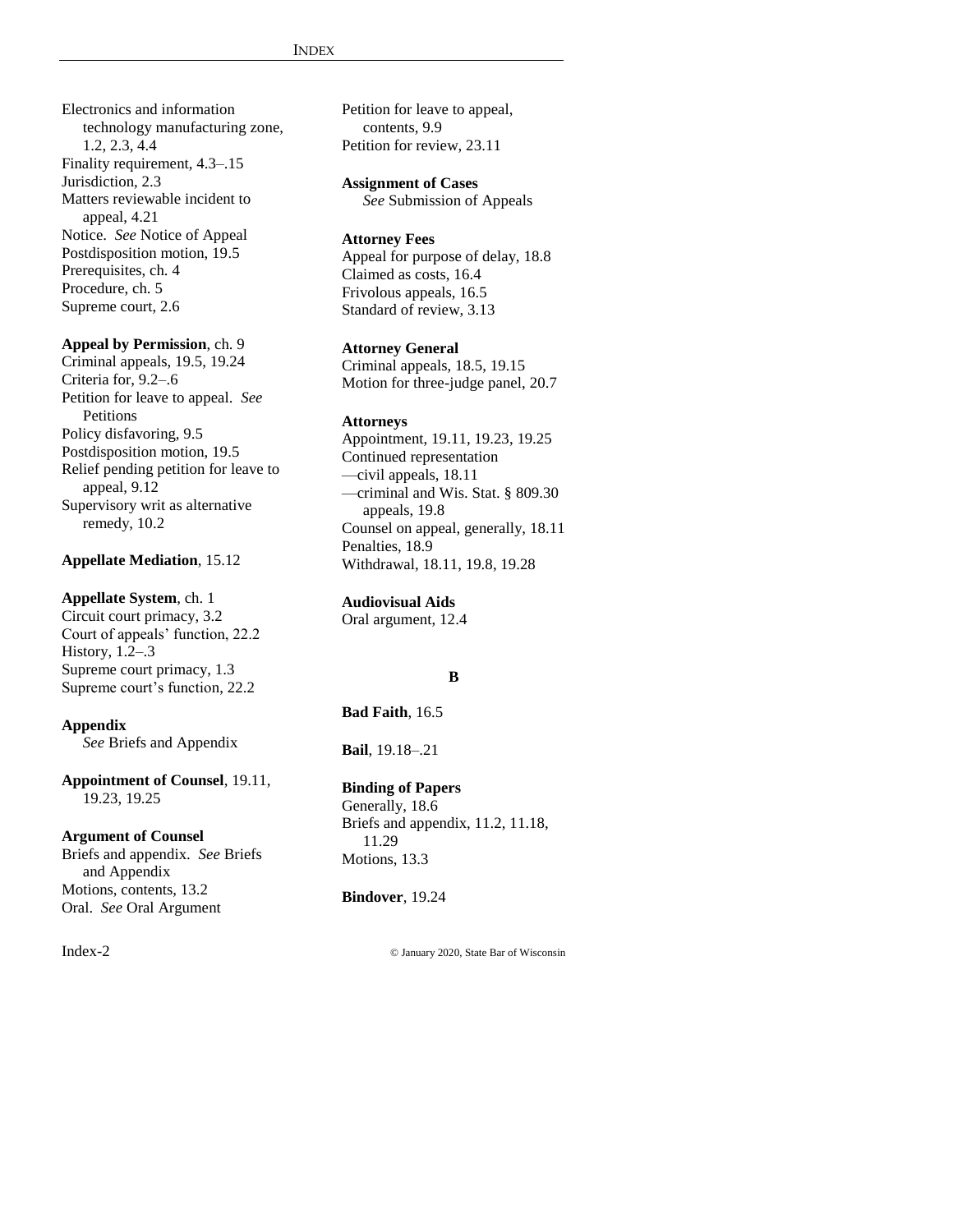Electronics and information technology manufacturing zone, 1.2, 2.3, 4.4
Finality requirement, 4.3–.15
Jurisdiction, 2.3
Matters reviewable incident to appeal, 4.21
Notice. *See* Notice of Appeal
Postdisposition motion, 19.5
Prerequisites, ch. 4
Procedure, ch. 5
Supreme court, 2.6

**Appeal by Permission**, ch. 9
Criminal appeals, 19.5, 19.24
Criteria for, 9.2–.6
Petition for leave to appeal. *See* Petitions
Policy disfavoring, 9.5
Postdisposition motion, 19.5
Relief pending petition for leave to appeal, 9.12
Supervisory writ as alternative remedy, 10.2

**Appellate Mediation**, 15.12

**Appellate System**, ch. 1
Circuit court primacy, 3.2
Court of appeals' function, 22.2
History, 1.2–.3
Supreme court primacy, 1.3
Supreme court's function, 22.2

**Appendix**
*See* Briefs and Appendix

**Appointment of Counsel**, 19.11, 19.23, 19.25

**Argument of Counsel**
Briefs and appendix. *See* Briefs and Appendix
Motions, contents, 13.2
Oral. *See* Oral Argument

Petition for leave to appeal, contents, 9.9
Petition for review, 23.11

**Assignment of Cases**
*See* Submission of Appeals

**Attorney Fees**
Appeal for purpose of delay, 18.8
Claimed as costs, 16.4
Frivolous appeals, 16.5
Standard of review, 3.13

**Attorney General**
Criminal appeals, 18.5, 19.15
Motion for three-judge panel, 20.7

**Attorneys**
Appointment, 19.11, 19.23, 19.25
Continued representation
—civil appeals, 18.11
—criminal and Wis. Stat. § 809.30 appeals, 19.8
Counsel on appeal, generally, 18.11
Penalties, 18.9
Withdrawal, 18.11, 19.8, 19.28

**Audiovisual Aids**
Oral argument, 12.4

**B**

**Bad Faith**, 16.5

**Bail**, 19.18–.21

**Binding of Papers**
Generally, 18.6
Briefs and appendix, 11.2, 11.18, 11.29
Motions, 13.3

**Bindover**, 19.24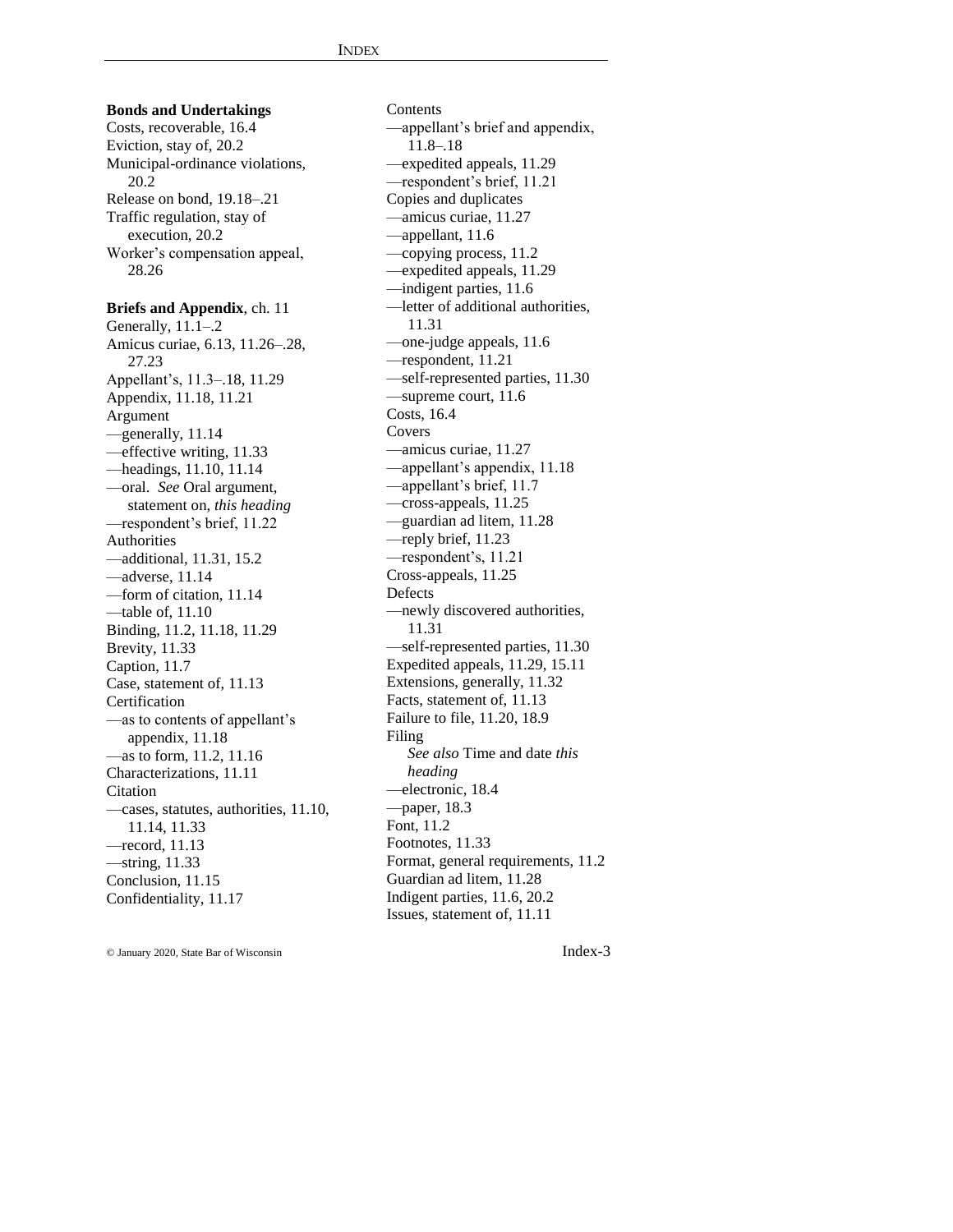**Bonds and Undertakings**

Costs, recoverable, 16.4
Eviction, stay of, 20.2
Municipal-ordinance violations, 20.2
Release on bond, 19.18–.21
Traffic regulation, stay of execution, 20.2
Worker's compensation appeal, 28.26

**Briefs and Appendix**, ch. 11

Generally, 11.1–.2
Amicus curiae, 6.13, 11.26–.28, 27.23
Appellant's, 11.3–.18, 11.29
Appendix, 11.18, 11.21
Argument
—generally, 11.14
—effective writing, 11.33
—headings, 11.10, 11.14
—oral. *See* Oral argument, statement on, *this heading*
—respondent's brief, 11.22
Authorities
—additional, 11.31, 15.2
—adverse, 11.14
—form of citation, 11.14
—table of, 11.10
Binding, 11.2, 11.18, 11.29
Brevity, 11.33
Caption, 11.7
Case, statement of, 11.13
Certification
—as to contents of appellant's appendix, 11.18
—as to form, 11.2, 11.16
Characterizations, 11.11
Citation
—cases, statutes, authorities, 11.10, 11.14, 11.33
—record, 11.13
—string, 11.33
Conclusion, 11.15
Confidentiality, 11.17
Contents
—appellant's brief and appendix, 11.8–.18
—expedited appeals, 11.29
—respondent's brief, 11.21
Copies and duplicates
—amicus curiae, 11.27
—appellant, 11.6
—copying process, 11.2
—expedited appeals, 11.29
—indigent parties, 11.6
—letter of additional authorities, 11.31
—one-judge appeals, 11.6
—respondent, 11.21
—self-represented parties, 11.30
—supreme court, 11.6
Costs, 16.4
Covers
—amicus curiae, 11.27
—appellant's appendix, 11.18
—appellant's brief, 11.7
—cross-appeals, 11.25
—guardian ad litem, 11.28
—reply brief, 11.23
—respondent's, 11.21
Cross-appeals, 11.25
Defects
—newly discovered authorities, 11.31
—self-represented parties, 11.30
Expedited appeals, 11.29, 15.11
Extensions, generally, 11.32
Facts, statement of, 11.13
Failure to file, 11.20, 18.9
Filing
*See also* Time and date *this heading*
—electronic, 18.4
—paper, 18.3
Font, 11.2
Footnotes, 11.33
Format, general requirements, 11.2
Guardian ad litem, 11.28
Indigent parties, 11.6, 20.2
Issues, statement of, 11.11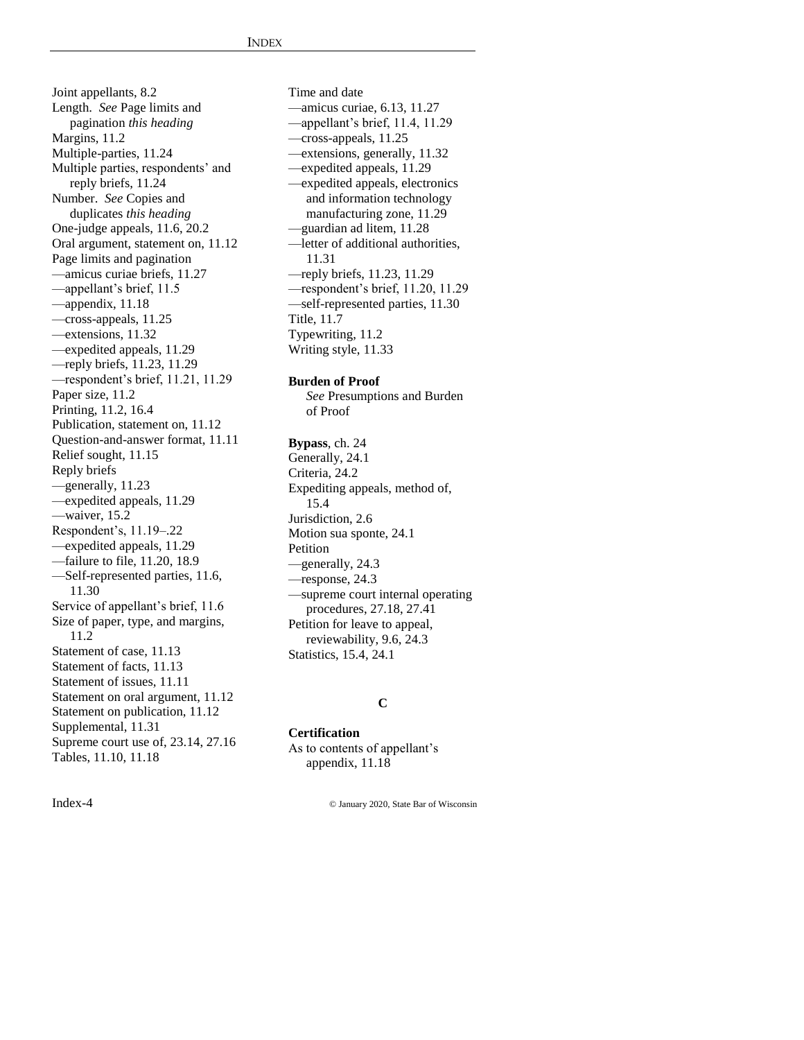Joint appellants, 8.2
Length. *See* Page limits and pagination *this heading*
Margins, 11.2
Multiple-parties, 11.24
Multiple parties, respondents' and reply briefs, 11.24
Number. *See* Copies and duplicates *this heading*
One-judge appeals, 11.6, 20.2
Oral argument, statement on, 11.12
Page limits and pagination
—amicus curiae briefs, 11.27
—appellant's brief, 11.5
—appendix, 11.18
—cross-appeals, 11.25
—extensions, 11.32
—expedited appeals, 11.29
—reply briefs, 11.23, 11.29
—respondent's brief, 11.21, 11.29
Paper size, 11.2
Printing, 11.2, 16.4
Publication, statement on, 11.12
Question-and-answer format, 11.11
Relief sought, 11.15
Reply briefs
—generally, 11.23
—expedited appeals, 11.29
—waiver, 15.2
Respondent's, 11.19–.22
—expedited appeals, 11.29
—failure to file, 11.20, 18.9
—Self-represented parties, 11.6, 11.30
Service of appellant's brief, 11.6
Size of paper, type, and margins, 11.2
Statement of case, 11.13
Statement of facts, 11.13
Statement of issues, 11.11
Statement on oral argument, 11.12
Statement on publication, 11.12
Supplemental, 11.31
Supreme court use of, 23.14, 27.16
Tables, 11.10, 11.18
Time and date
—amicus curiae, 6.13, 11.27
—appellant's brief, 11.4, 11.29
—cross-appeals, 11.25
—extensions, generally, 11.32
—expedited appeals, 11.29
—expedited appeals, electronics and information technology manufacturing zone, 11.29
—guardian ad litem, 11.28
—letter of additional authorities, 11.31
—reply briefs, 11.23, 11.29
—respondent's brief, 11.20, 11.29
—self-represented parties, 11.30
Title, 11.7
Typewriting, 11.2
Writing style, 11.33

**Burden of Proof**
*See* Presumptions and Burden of Proof

**Bypass**, ch. 24
Generally, 24.1
Criteria, 24.2
Expediting appeals, method of, 15.4
Jurisdiction, 2.6
Motion sua sponte, 24.1
Petition
—generally, 24.3
—response, 24.3
—supreme court internal operating procedures, 27.18, 27.41
Petition for leave to appeal, reviewability, 9.6, 24.3
Statistics, 15.4, 24.1

## C

**Certification**
As to contents of appellant's appendix, 11.18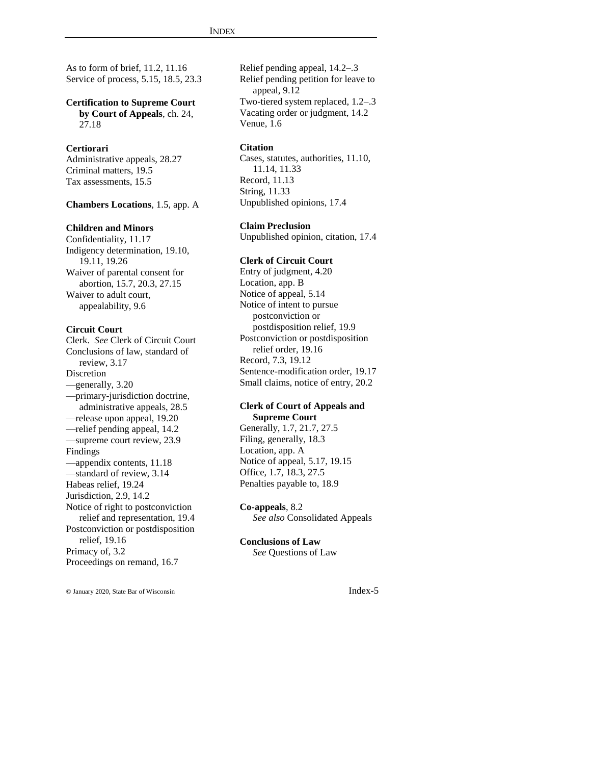As to form of brief, 11.2, 11.16
Service of process, 5.15, 18.5, 23.3

**Certification to Supreme Court by Court of Appeals**, ch. 24, 27.18

**Certiorari**
Administrative appeals, 28.27
Criminal matters, 19.5
Tax assessments, 15.5

**Chambers Locations**, 1.5, app. A

**Children and Minors**
Confidentiality, 11.17
Indigency determination, 19.10, 19.11, 19.26
Waiver of parental consent for abortion, 15.7, 20.3, 27.15
Waiver to adult court, appealability, 9.6

**Circuit Court**
Clerk. *See* Clerk of Circuit Court
Conclusions of law, standard of review, 3.17
Discretion
—generally, 3.20
—primary-jurisdiction doctrine, administrative appeals, 28.5
—release upon appeal, 19.20
—relief pending appeal, 14.2
—supreme court review, 23.9
Findings
—appendix contents, 11.18
—standard of review, 3.14
Habeas relief, 19.24
Jurisdiction, 2.9, 14.2
Notice of right to postconviction relief and representation, 19.4
Postconviction or postdisposition relief, 19.16
Primacy of, 3.2
Proceedings on remand, 16.7
Relief pending appeal, 14.2–.3
Relief pending petition for leave to appeal, 9.12
Two-tiered system replaced, 1.2–.3
Vacating order or judgment, 14.2
Venue, 1.6

**Citation**
Cases, statutes, authorities, 11.10, 11.14, 11.33
Record, 11.13
String, 11.33
Unpublished opinions, 17.4

**Claim Preclusion**
Unpublished opinion, citation, 17.4

**Clerk of Circuit Court**
Entry of judgment, 4.20
Location, app. B
Notice of appeal, 5.14
Notice of intent to pursue postconviction or postdisposition relief, 19.9
Postconviction or postdisposition relief order, 19.16
Record, 7.3, 19.12
Sentence-modification order, 19.17
Small claims, notice of entry, 20.2

**Clerk of Court of Appeals and Supreme Court**
Generally, 1.7, 21.7, 27.5
Filing, generally, 18.3
Location, app. A
Notice of appeal, 5.17, 19.15
Office, 1.7, 18.3, 27.5
Penalties payable to, 18.9

**Co-appeals**, 8.2
*See also* Consolidated Appeals

**Conclusions of Law**
*See* Questions of Law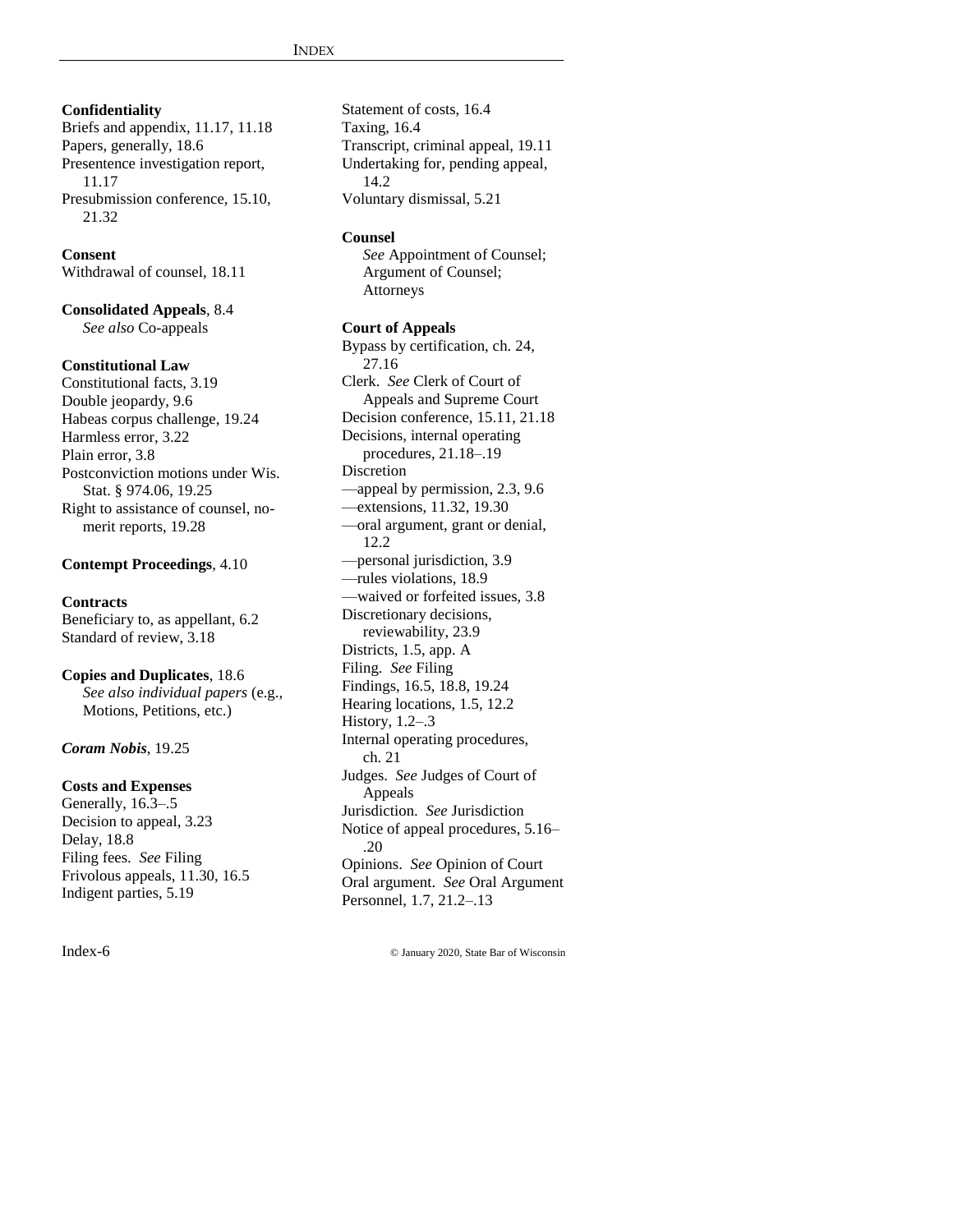**Confidentiality**
Briefs and appendix, 11.17, 11.18
Papers, generally, 18.6
Presentence investigation report, 11.17
Presubmission conference, 15.10, 21.32

**Consent**
Withdrawal of counsel, 18.11

**Consolidated Appeals**, 8.4
*See also* Co-appeals

**Constitutional Law**
Constitutional facts, 3.19
Double jeopardy, 9.6
Habeas corpus challenge, 19.24
Harmless error, 3.22
Plain error, 3.8
Postconviction motions under Wis. Stat. § 974.06, 19.25
Right to assistance of counsel, no-merit reports, 19.28

**Contempt Proceedings**, 4.10

**Contracts**
Beneficiary to, as appellant, 6.2
Standard of review, 3.18

**Copies and Duplicates**, 18.6
*See also individual papers* (e.g., Motions, Petitions, etc.)

***Coram Nobis***, 19.25

**Costs and Expenses**
Generally, 16.3–.5
Decision to appeal, 3.23
Delay, 18.8
Filing fees. *See* Filing
Frivolous appeals, 11.30, 16.5
Indigent parties, 5.19
Statement of costs, 16.4
Taxing, 16.4
Transcript, criminal appeal, 19.11
Undertaking for, pending appeal, 14.2
Voluntary dismissal, 5.21

**Counsel**
*See* Appointment of Counsel; Argument of Counsel; Attorneys

**Court of Appeals**
Bypass by certification, ch. 24, 27.16
Clerk. *See* Clerk of Court of Appeals and Supreme Court
Decision conference, 15.11, 21.18
Decisions, internal operating procedures, 21.18–.19
Discretion
—appeal by permission, 2.3, 9.6
—extensions, 11.32, 19.30
—oral argument, grant or denial, 12.2
—personal jurisdiction, 3.9
—rules violations, 18.9
—waived or forfeited issues, 3.8
Discretionary decisions, reviewability, 23.9
Districts, 1.5, app. A
Filing. *See* Filing
Findings, 16.5, 18.8, 19.24
Hearing locations, 1.5, 12.2
History, 1.2–.3
Internal operating procedures, ch. 21
Judges. *See* Judges of Court of Appeals
Jurisdiction. *See* Jurisdiction
Notice of appeal procedures, 5.16–.20
Opinions. *See* Opinion of Court
Oral argument. *See* Oral Argument
Personnel, 1.7, 21.2–.13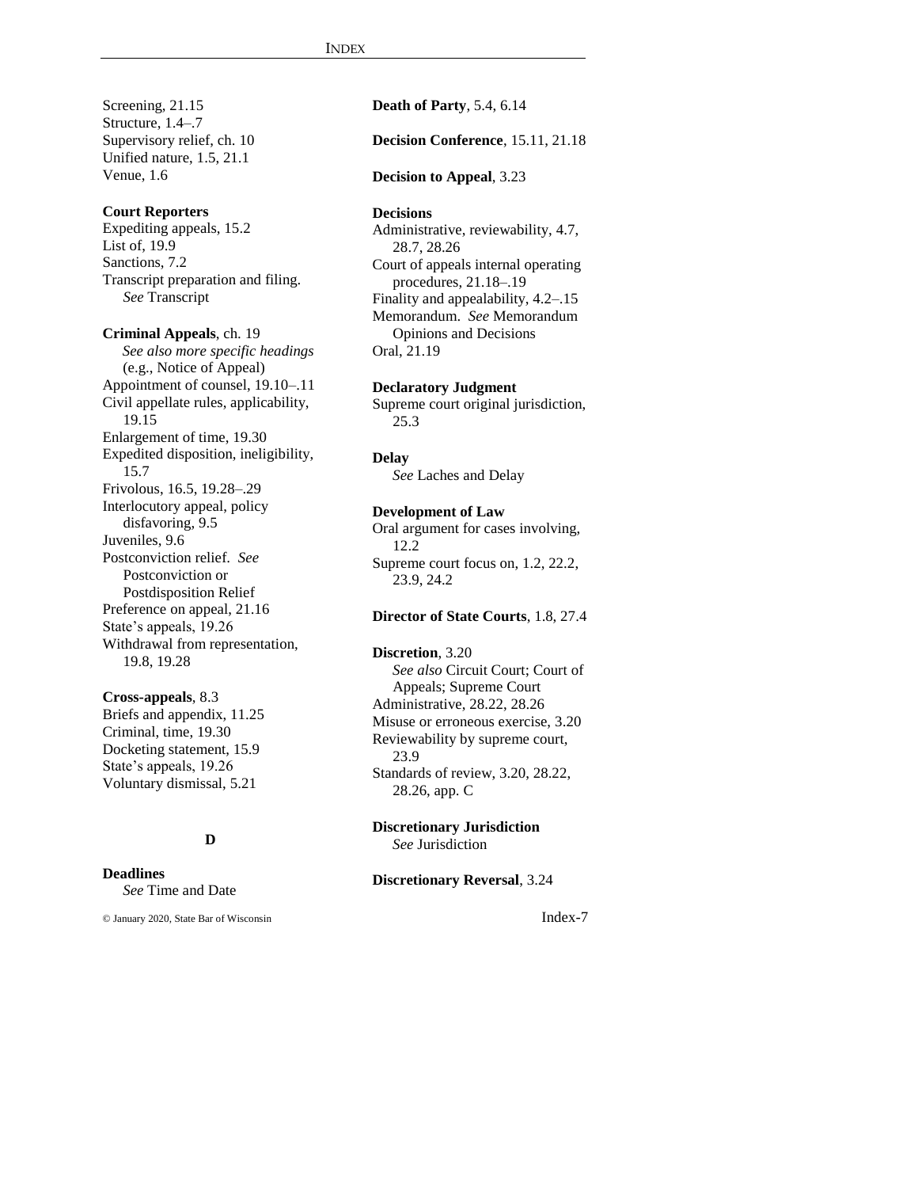Screening, 21.15
Structure, 1.4–.7
Supervisory relief, ch. 10
Unified nature, 1.5, 21.1
Venue, 1.6

**Court Reporters**
Expediting appeals, 15.2
List of, 19.9
Sanctions, 7.2
Transcript preparation and filing. *See* Transcript

**Criminal Appeals**, ch. 19
*See also more specific headings* (e.g., Notice of Appeal)
Appointment of counsel, 19.10–.11
Civil appellate rules, applicability, 19.15
Enlargement of time, 19.30
Expedited disposition, ineligibility, 15.7
Frivolous, 16.5, 19.28–.29
Interlocutory appeal, policy disfavoring, 9.5
Juveniles, 9.6
Postconviction relief. *See* Postconviction or Postdisposition Relief
Preference on appeal, 21.16
State's appeals, 19.26
Withdrawal from representation, 19.8, 19.28

**Cross-appeals**, 8.3
Briefs and appendix, 11.25
Criminal, time, 19.30
Docketing statement, 15.9
State's appeals, 19.26
Voluntary dismissal, 5.21

## D

**Deadlines**
*See* Time and Date

**Death of Party**, 5.4, 6.14

**Decision Conference**, 15.11, 21.18

**Decision to Appeal**, 3.23

**Decisions**
Administrative, reviewability, 4.7, 28.7, 28.26
Court of appeals internal operating procedures, 21.18–.19
Finality and appealability, 4.2–.15
Memorandum. *See* Memorandum Opinions and Decisions
Oral, 21.19

**Declaratory Judgment**
Supreme court original jurisdiction, 25.3

**Delay**
*See* Laches and Delay

**Development of Law**
Oral argument for cases involving, 12.2
Supreme court focus on, 1.2, 22.2, 23.9, 24.2

**Director of State Courts**, 1.8, 27.4

**Discretion**, 3.20
*See also* Circuit Court; Court of Appeals; Supreme Court
Administrative, 28.22, 28.26
Misuse or erroneous exercise, 3.20
Reviewability by supreme court, 23.9
Standards of review, 3.20, 28.22, 28.26, app. C

**Discretionary Jurisdiction**
*See* Jurisdiction

**Discretionary Reversal**, 3.24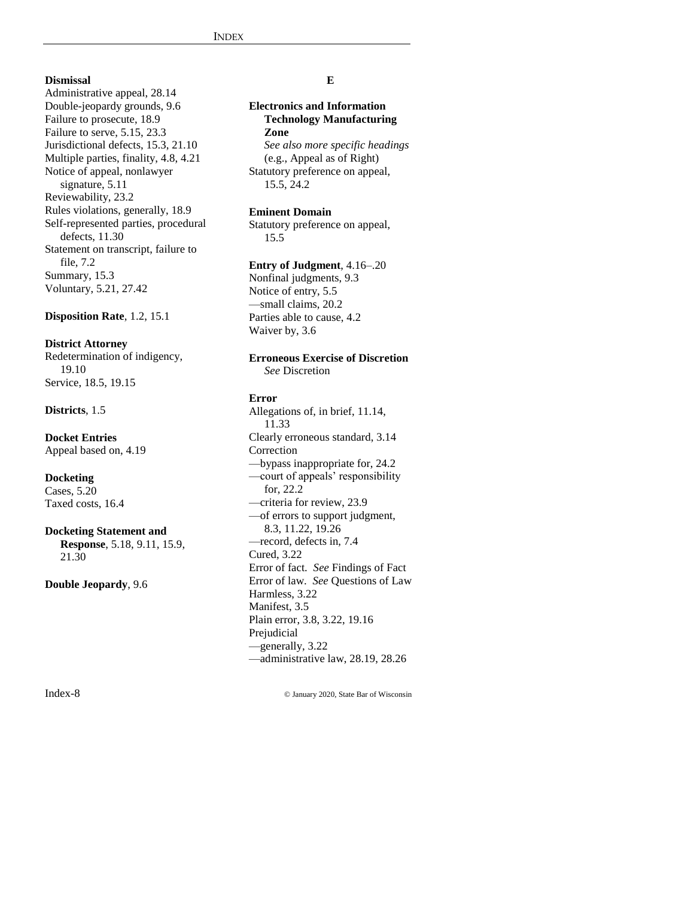**Dismissal**
Administrative appeal, 28.14
Double-jeopardy grounds, 9.6
Failure to prosecute, 18.9
Failure to serve, 5.15, 23.3
Jurisdictional defects, 15.3, 21.10
Multiple parties, finality, 4.8, 4.21
Notice of appeal, nonlawyer signature, 5.11
Reviewability, 23.2
Rules violations, generally, 18.9
Self-represented parties, procedural defects, 11.30
Statement on transcript, failure to file, 7.2
Summary, 15.3
Voluntary, 5.21, 27.42

**Disposition Rate**, 1.2, 15.1

**District Attorney**
Redetermination of indigency, 19.10
Service, 18.5, 19.15

**Districts**, 1.5

**Docket Entries**
Appeal based on, 4.19

**Docketing**
Cases, 5.20
Taxed costs, 16.4

**Docketing Statement and Response**, 5.18, 9.11, 15.9, 21.30

**Double Jeopardy**, 9.6

## E

**Electronics and Information Technology Manufacturing Zone**
*See also more specific headings* (e.g., Appeal as of Right)
Statutory preference on appeal, 15.5, 24.2

**Eminent Domain**
Statutory preference on appeal, 15.5

**Entry of Judgment**, 4.16–.20
Nonfinal judgments, 9.3
Notice of entry, 5.5
—small claims, 20.2
Parties able to cause, 4.2
Waiver by, 3.6

**Erroneous Exercise of Discretion**
*See* Discretion

**Error**
Allegations of, in brief, 11.14, 11.33
Clearly erroneous standard, 3.14
Correction
—bypass inappropriate for, 24.2
—court of appeals' responsibility for, 22.2
—criteria for review, 23.9
—of errors to support judgment, 8.3, 11.22, 19.26
—record, defects in, 7.4
Cured, 3.22
Error of fact. *See* Findings of Fact
Error of law. *See* Questions of Law
Harmless, 3.22
Manifest, 3.5
Plain error, 3.8, 3.22, 19.16
Prejudicial
—generally, 3.22
—administrative law, 28.19, 28.26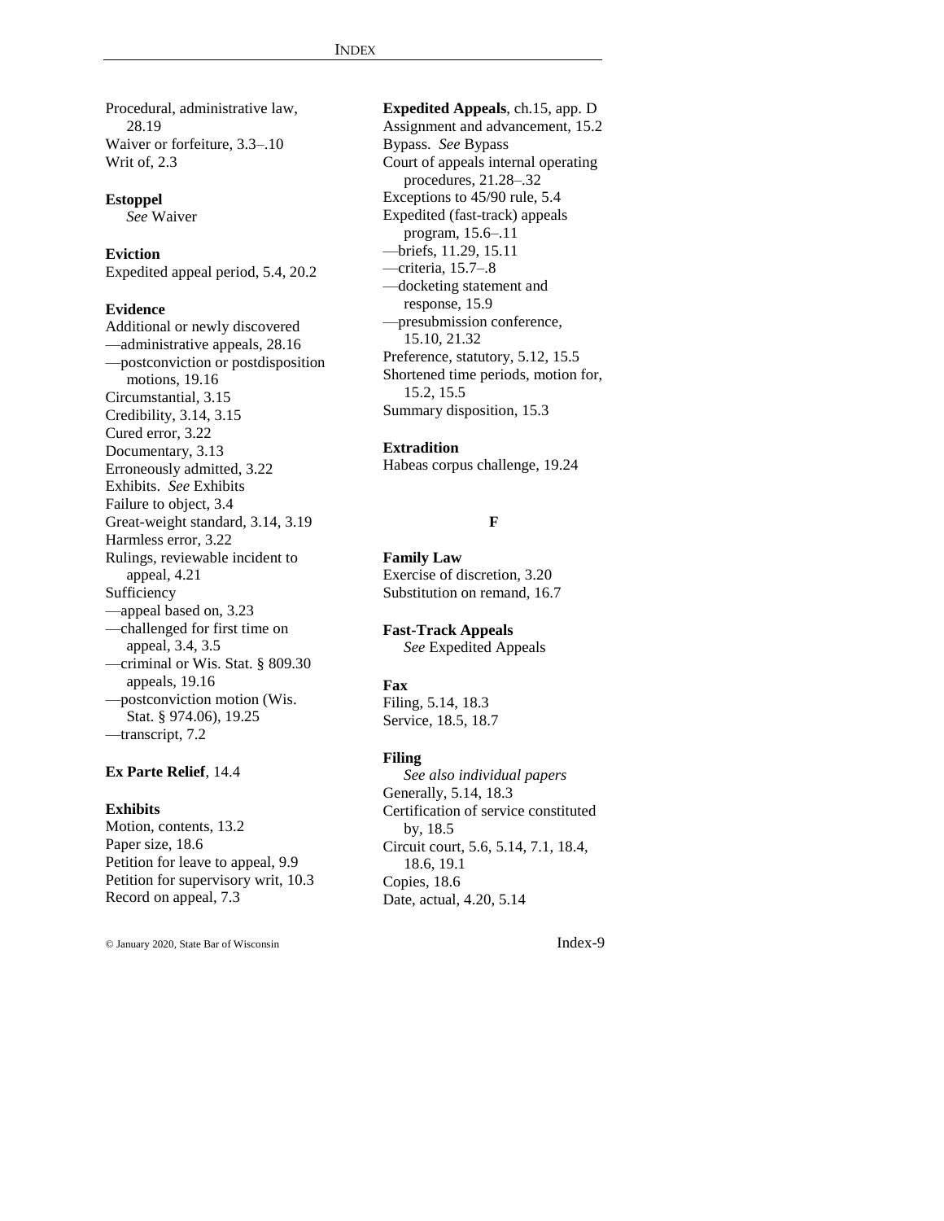Procedural, administrative law, 28.19
Waiver or forfeiture, 3.3–.10
Writ of, 2.3

**Estoppel**
*See* Waiver

**Eviction**
Expedited appeal period, 5.4, 20.2

**Evidence**
Additional or newly discovered
—administrative appeals, 28.16
—postconviction or postdisposition motions, 19.16
Circumstantial, 3.15
Credibility, 3.14, 3.15
Cured error, 3.22
Documentary, 3.13
Erroneously admitted, 3.22
Exhibits. *See* Exhibits
Failure to object, 3.4
Great-weight standard, 3.14, 3.19
Harmless error, 3.22
Rulings, reviewable incident to appeal, 4.21
Sufficiency
—appeal based on, 3.23
—challenged for first time on appeal, 3.4, 3.5
—criminal or Wis. Stat. § 809.30 appeals, 19.16
—postconviction motion (Wis. Stat. § 974.06), 19.25
—transcript, 7.2

**Ex Parte Relief**, 14.4

**Exhibits**
Motion, contents, 13.2
Paper size, 18.6
Petition for leave to appeal, 9.9
Petition for supervisory writ, 10.3
Record on appeal, 7.3

**Expedited Appeals**, ch.15, app. D
Assignment and advancement, 15.2
Bypass. *See* Bypass
Court of appeals internal operating procedures, 21.28–.32
Exceptions to 45/90 rule, 5.4
Expedited (fast-track) appeals program, 15.6–.11
—briefs, 11.29, 15.11
—criteria, 15.7–.8
—docketing statement and response, 15.9
—presubmission conference, 15.10, 21.32
Preference, statutory, 5.12, 15.5
Shortened time periods, motion for, 15.2, 15.5
Summary disposition, 15.3

**Extradition**
Habeas corpus challenge, 19.24

## F

**Family Law**
Exercise of discretion, 3.20
Substitution on remand, 16.7

**Fast-Track Appeals**
*See* Expedited Appeals

**Fax**
Filing, 5.14, 18.3
Service, 18.5, 18.7

**Filing**
*See also individual papers*
Generally, 5.14, 18.3
Certification of service constituted by, 18.5
Circuit court, 5.6, 5.14, 7.1, 18.4, 18.6, 19.1
Copies, 18.6
Date, actual, 4.20, 5.14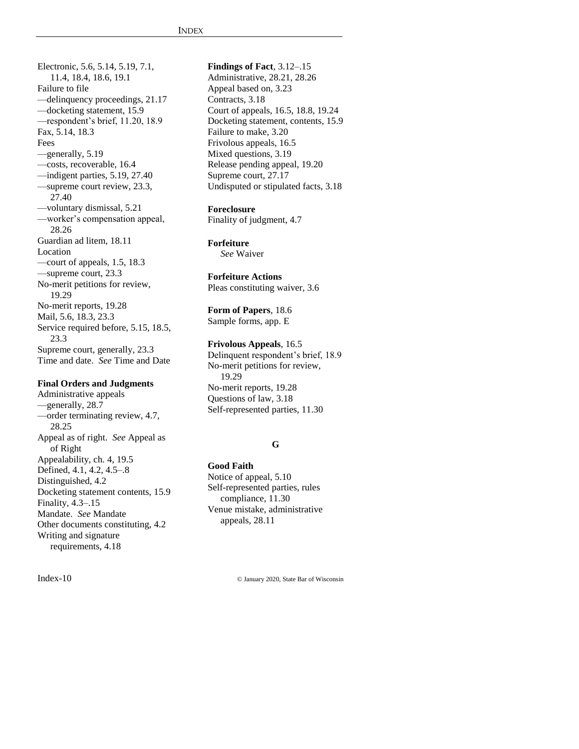Electronic, 5.6, 5.14, 5.19, 7.1, 11.4, 18.4, 18.6, 19.1
Failure to file
—delinquency proceedings, 21.17
—docketing statement, 15.9
—respondent's brief, 11.20, 18.9
Fax, 5.14, 18.3
Fees
—generally, 5.19
—costs, recoverable, 16.4
—indigent parties, 5.19, 27.40
—supreme court review, 23.3, 27.40
—voluntary dismissal, 5.21
—worker's compensation appeal, 28.26
Guardian ad litem, 18.11
Location
—court of appeals, 1.5, 18.3
—supreme court, 23.3
No-merit petitions for review, 19.29
No-merit reports, 19.28
Mail, 5.6, 18.3, 23.3
Service required before, 5.15, 18.5, 23.3
Supreme court, generally, 23.3
Time and date. *See* Time and Date

**Final Orders and Judgments**
Administrative appeals
—generally, 28.7
—order terminating review, 4.7, 28.25
Appeal as of right. *See* Appeal as of Right
Appealability, ch. 4, 19.5
Defined, 4.1, 4.2, 4.5–.8
Distinguished, 4.2
Docketing statement contents, 15.9
Finality, 4.3–.15
Mandate. *See* Mandate
Other documents constituting, 4.2
Writing and signature requirements, 4.18

**Findings of Fact**, 3.12–.15
Administrative, 28.21, 28.26
Appeal based on, 3.23
Contracts, 3.18
Court of appeals, 16.5, 18.8, 19.24
Docketing statement, contents, 15.9
Failure to make, 3.20
Frivolous appeals, 16.5
Mixed questions, 3.19
Release pending appeal, 19.20
Supreme court, 27.17
Undisputed or stipulated facts, 3.18

**Foreclosure**
Finality of judgment, 4.7

**Forfeiture**
*See* Waiver

**Forfeiture Actions**
Pleas constituting waiver, 3.6

**Form of Papers**, 18.6
Sample forms, app. E

**Frivolous Appeals**, 16.5
Delinquent respondent's brief, 18.9
No-merit petitions for review, 19.29
No-merit reports, 19.28
Questions of law, 3.18
Self-represented parties, 11.30

## G

**Good Faith**
Notice of appeal, 5.10
Self-represented parties, rules compliance, 11.30
Venue mistake, administrative appeals, 28.11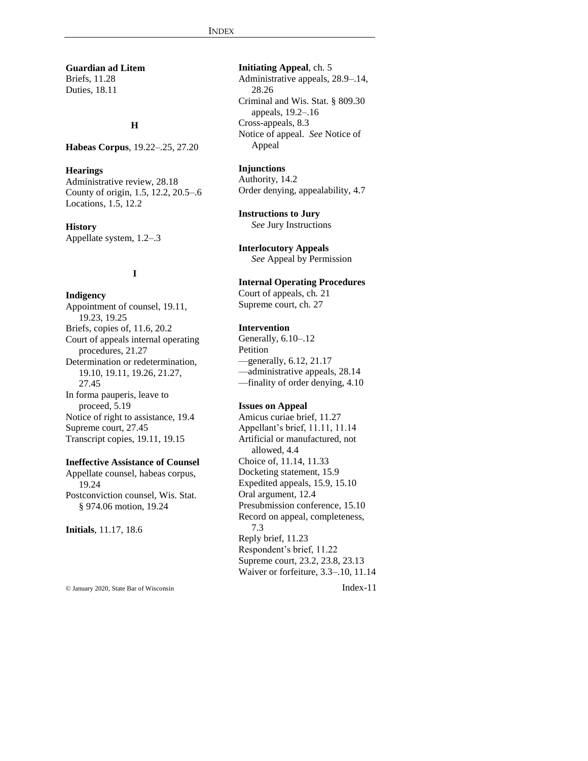**Guardian ad Litem**
Briefs, 11.28
Duties, 18.11

**H**

**Habeas Corpus**, 19.22–.25, 27.20

**Hearings**
Administrative review, 28.18
County of origin, 1.5, 12.2, 20.5–.6
Locations, 1.5, 12.2

**History**
Appellate system, 1.2–.3

**I**

**Indigency**
Appointment of counsel, 19.11, 19.23, 19.25
Briefs, copies of, 11.6, 20.2
Court of appeals internal operating procedures, 21.27
Determination or redetermination, 19.10, 19.11, 19.26, 21.27, 27.45
In forma pauperis, leave to proceed, 5.19
Notice of right to assistance, 19.4
Supreme court, 27.45
Transcript copies, 19.11, 19.15

**Ineffective Assistance of Counsel**
Appellate counsel, habeas corpus, 19.24
Postconviction counsel, Wis. Stat. § 974.06 motion, 19.24

**Initials**, 11.17, 18.6

**Initiating Appeal**, ch. 5
Administrative appeals, 28.9–.14, 28.26
Criminal and Wis. Stat. § 809.30 appeals, 19.2–.16
Cross-appeals, 8.3
Notice of appeal. *See* Notice of Appeal

**Injunctions**
Authority, 14.2
Order denying, appealability, 4.7

**Instructions to Jury**
*See* Jury Instructions

**Interlocutory Appeals**
*See* Appeal by Permission

**Internal Operating Procedures**
Court of appeals, ch. 21
Supreme court, ch. 27

**Intervention**
Generally, 6.10–.12
Petition
—generally, 6.12, 21.17
—administrative appeals, 28.14
—finality of order denying, 4.10

**Issues on Appeal**
Amicus curiae brief, 11.27
Appellant's brief, 11.11, 11.14
Artificial or manufactured, not allowed, 4.4
Choice of, 11.14, 11.33
Docketing statement, 15.9
Expedited appeals, 15.9, 15.10
Oral argument, 12.4
Presubmission conference, 15.10
Record on appeal, completeness, 7.3
Reply brief, 11.23
Respondent's brief, 11.22
Supreme court, 23.2, 23.8, 23.13
Waiver or forfeiture, 3.3–.10, 11.14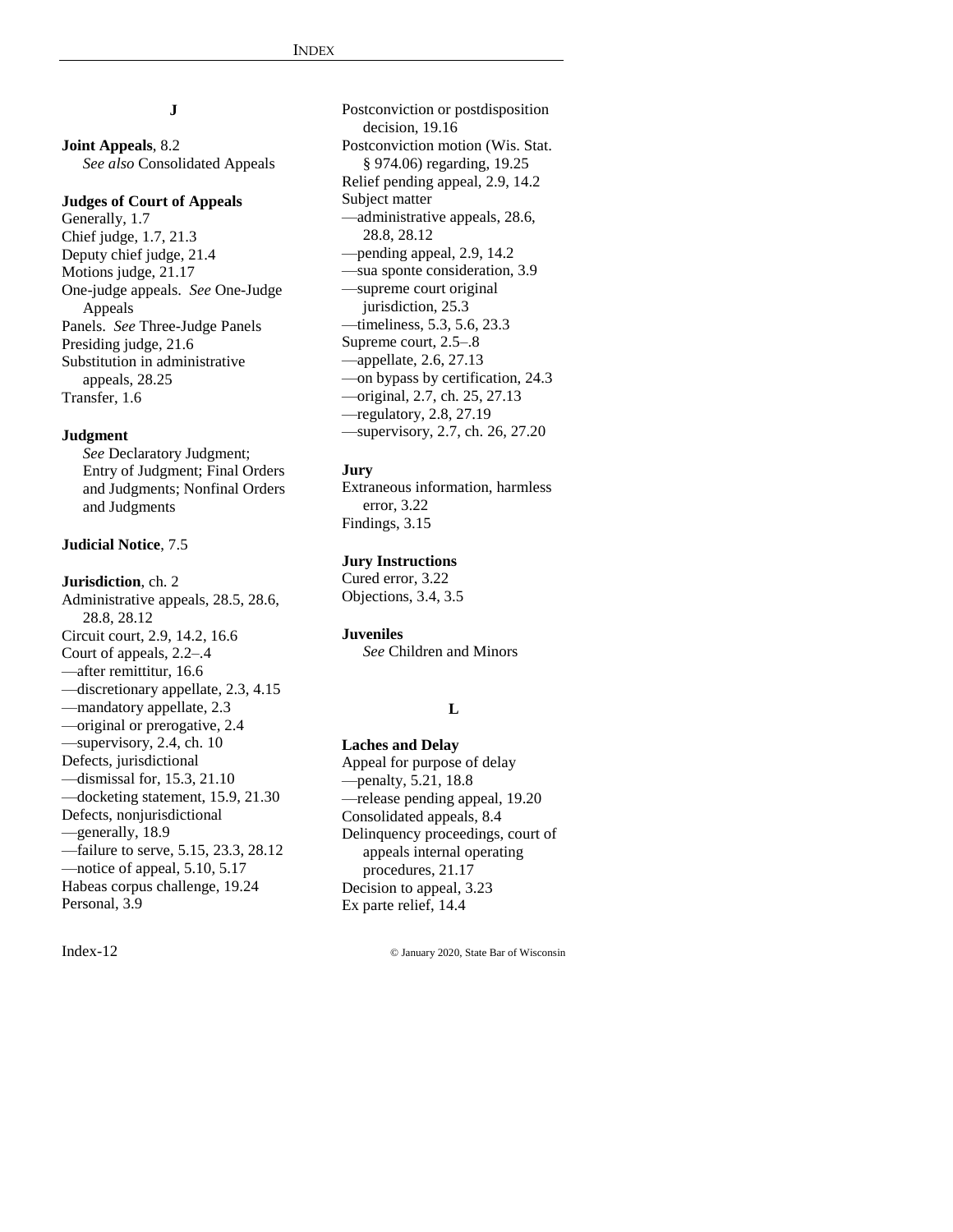## J

**Joint Appeals**, 8.2
*See also* Consolidated Appeals

**Judges of Court of Appeals**
Generally, 1.7
Chief judge, 1.7, 21.3
Deputy chief judge, 21.4
Motions judge, 21.17
One-judge appeals. *See* One-Judge Appeals
Panels. *See* Three-Judge Panels
Presiding judge, 21.6
Substitution in administrative appeals, 28.25
Transfer, 1.6

**Judgment**
*See* Declaratory Judgment; Entry of Judgment; Final Orders and Judgments; Nonfinal Orders and Judgments

**Judicial Notice**, 7.5

**Jurisdiction**, ch. 2
Administrative appeals, 28.5, 28.6, 28.8, 28.12
Circuit court, 2.9, 14.2, 16.6
Court of appeals, 2.2–.4
—after remittitur, 16.6
—discretionary appellate, 2.3, 4.15
—mandatory appellate, 2.3
—original or prerogative, 2.4
—supervisory, 2.4, ch. 10
Defects, jurisdictional
—dismissal for, 15.3, 21.10
—docketing statement, 15.9, 21.30
Defects, nonjurisdictional
—generally, 18.9
—failure to serve, 5.15, 23.3, 28.12
—notice of appeal, 5.10, 5.17
Habeas corpus challenge, 19.24
Personal, 3.9
Postconviction or postdisposition decision, 19.16
Postconviction motion (Wis. Stat. § 974.06) regarding, 19.25
Relief pending appeal, 2.9, 14.2
Subject matter
—administrative appeals, 28.6, 28.8, 28.12
—pending appeal, 2.9, 14.2
—sua sponte consideration, 3.9
—supreme court original jurisdiction, 25.3
—timeliness, 5.3, 5.6, 23.3
Supreme court, 2.5–.8
—appellate, 2.6, 27.13
—on bypass by certification, 24.3
—original, 2.7, ch. 25, 27.13
—regulatory, 2.8, 27.19
—supervisory, 2.7, ch. 26, 27.20

**Jury**
Extraneous information, harmless error, 3.22
Findings, 3.15

**Jury Instructions**
Cured error, 3.22
Objections, 3.4, 3.5

**Juveniles**
*See* Children and Minors

## L

**Laches and Delay**
Appeal for purpose of delay
—penalty, 5.21, 18.8
—release pending appeal, 19.20
Consolidated appeals, 8.4
Delinquency proceedings, court of appeals internal operating procedures, 21.17
Decision to appeal, 3.23
Ex parte relief, 14.4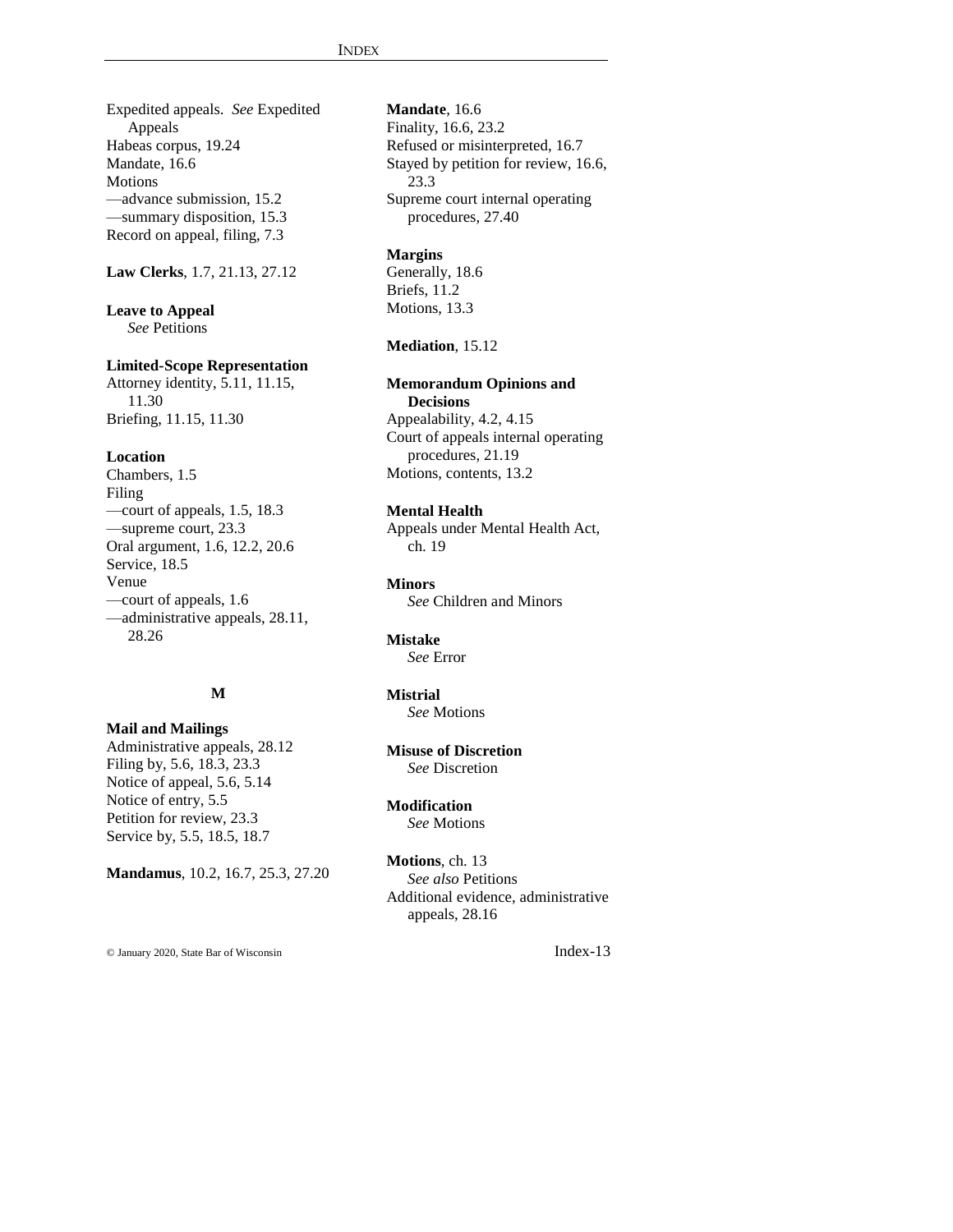Expedited appeals. *See* Expedited Appeals
Habeas corpus, 19.24
Mandate, 16.6
Motions
—advance submission, 15.2
—summary disposition, 15.3
Record on appeal, filing, 7.3

**Law Clerks**, 1.7, 21.13, 27.12

**Leave to Appeal**
*See* Petitions

**Limited-Scope Representation**
Attorney identity, 5.11, 11.15, 11.30
Briefing, 11.15, 11.30

**Location**
Chambers, 1.5
Filing
—court of appeals, 1.5, 18.3
—supreme court, 23.3
Oral argument, 1.6, 12.2, 20.6
Service, 18.5
Venue
—court of appeals, 1.6
—administrative appeals, 28.11, 28.26

## M

**Mail and Mailings**
Administrative appeals, 28.12
Filing by, 5.6, 18.3, 23.3
Notice of appeal, 5.6, 5.14
Notice of entry, 5.5
Petition for review, 23.3
Service by, 5.5, 18.5, 18.7

**Mandamus**, 10.2, 16.7, 25.3, 27.20

**Mandate**, 16.6
Finality, 16.6, 23.2
Refused or misinterpreted, 16.7
Stayed by petition for review, 16.6, 23.3
Supreme court internal operating procedures, 27.40

**Margins**
Generally, 18.6
Briefs, 11.2
Motions, 13.3

**Mediation**, 15.12

**Memorandum Opinions and Decisions**
Appealability, 4.2, 4.15
Court of appeals internal operating procedures, 21.19
Motions, contents, 13.2

**Mental Health**
Appeals under Mental Health Act, ch. 19

**Minors**
*See* Children and Minors

**Mistake**
*See* Error

**Mistrial**
*See* Motions

**Misuse of Discretion**
*See* Discretion

**Modification**
*See* Motions

**Motions**, ch. 13
*See also* Petitions
Additional evidence, administrative appeals, 28.16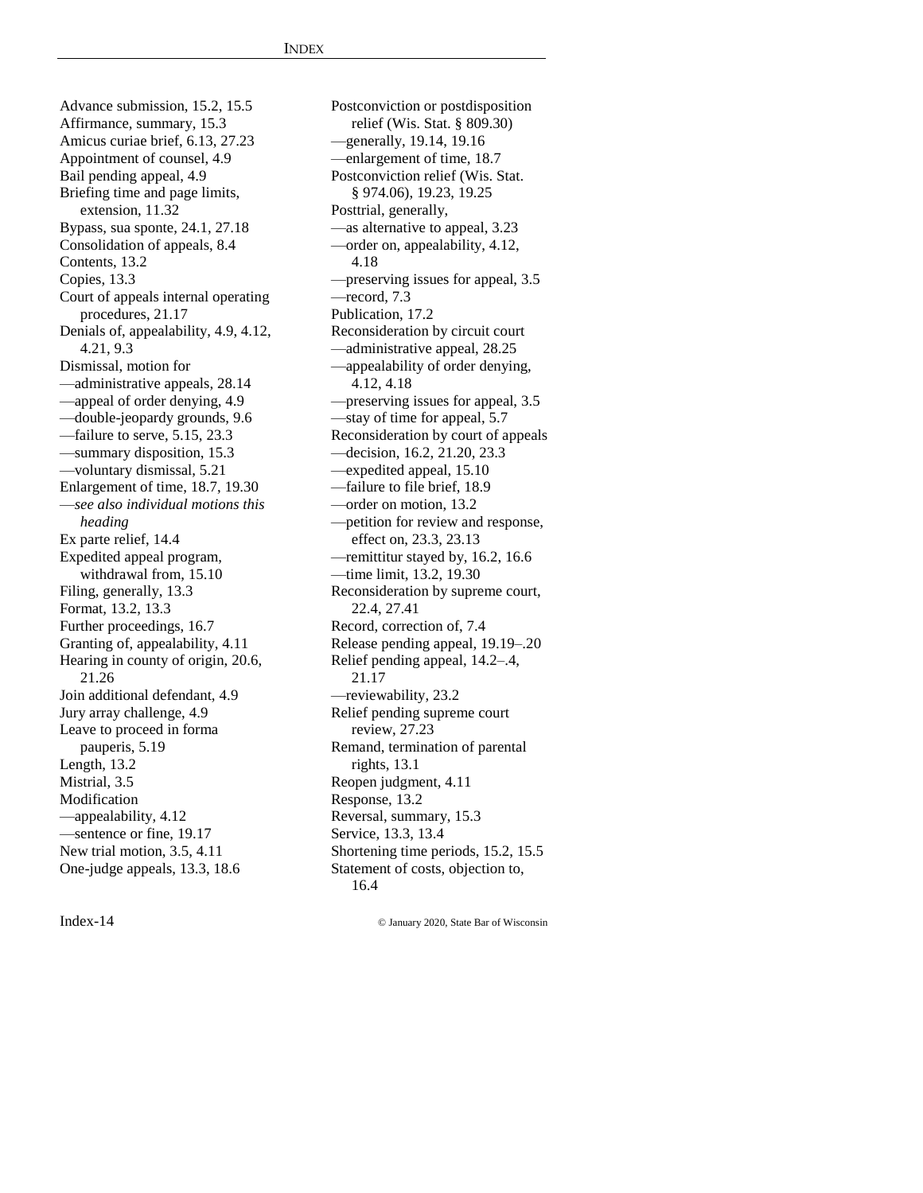Advance submission, 15.2, 15.5
Affirmance, summary, 15.3
Amicus curiae brief, 6.13, 27.23
Appointment of counsel, 4.9
Bail pending appeal, 4.9
Briefing time and page limits, extension, 11.32
Bypass, sua sponte, 24.1, 27.18
Consolidation of appeals, 8.4
Contents, 13.2
Copies, 13.3
Court of appeals internal operating procedures, 21.17
Denials of, appealability, 4.9, 4.12, 4.21, 9.3
Dismissal, motion for
—administrative appeals, 28.14
—appeal of order denying, 4.9
—double-jeopardy grounds, 9.6
—failure to serve, 5.15, 23.3
—summary disposition, 15.3
—voluntary dismissal, 5.21
Enlargement of time, 18.7, 19.30
—*see also individual motions this heading*
Ex parte relief, 14.4
Expedited appeal program, withdrawal from, 15.10
Filing, generally, 13.3
Format, 13.2, 13.3
Further proceedings, 16.7
Granting of, appealability, 4.11
Hearing in county of origin, 20.6, 21.26
Join additional defendant, 4.9
Jury array challenge, 4.9
Leave to proceed in forma pauperis, 5.19
Length, 13.2
Mistrial, 3.5
Modification
—appealability, 4.12
—sentence or fine, 19.17
New trial motion, 3.5, 4.11
One-judge appeals, 13.3, 18.6
Postconviction or postdisposition relief (Wis. Stat. § 809.30)
—generally, 19.14, 19.16
—enlargement of time, 18.7
Postconviction relief (Wis. Stat. § 974.06), 19.23, 19.25
Posttrial, generally,
—as alternative to appeal, 3.23
—order on, appealability, 4.12, 4.18
—preserving issues for appeal, 3.5
—record, 7.3
Publication, 17.2
Reconsideration by circuit court
—administrative appeal, 28.25
—appealability of order denying, 4.12, 4.18
—preserving issues for appeal, 3.5
—stay of time for appeal, 5.7
Reconsideration by court of appeals
—decision, 16.2, 21.20, 23.3
—expedited appeal, 15.10
—failure to file brief, 18.9
—order on motion, 13.2
—petition for review and response, effect on, 23.3, 23.13
—remittitur stayed by, 16.2, 16.6
—time limit, 13.2, 19.30
Reconsideration by supreme court, 22.4, 27.41
Record, correction of, 7.4
Release pending appeal, 19.19–.20
Relief pending appeal, 14.2–.4, 21.17
—reviewability, 23.2
Relief pending supreme court review, 27.23
Remand, termination of parental rights, 13.1
Reopen judgment, 4.11
Response, 13.2
Reversal, summary, 15.3
Service, 13.3, 13.4
Shortening time periods, 15.2, 15.5
Statement of costs, objection to, 16.4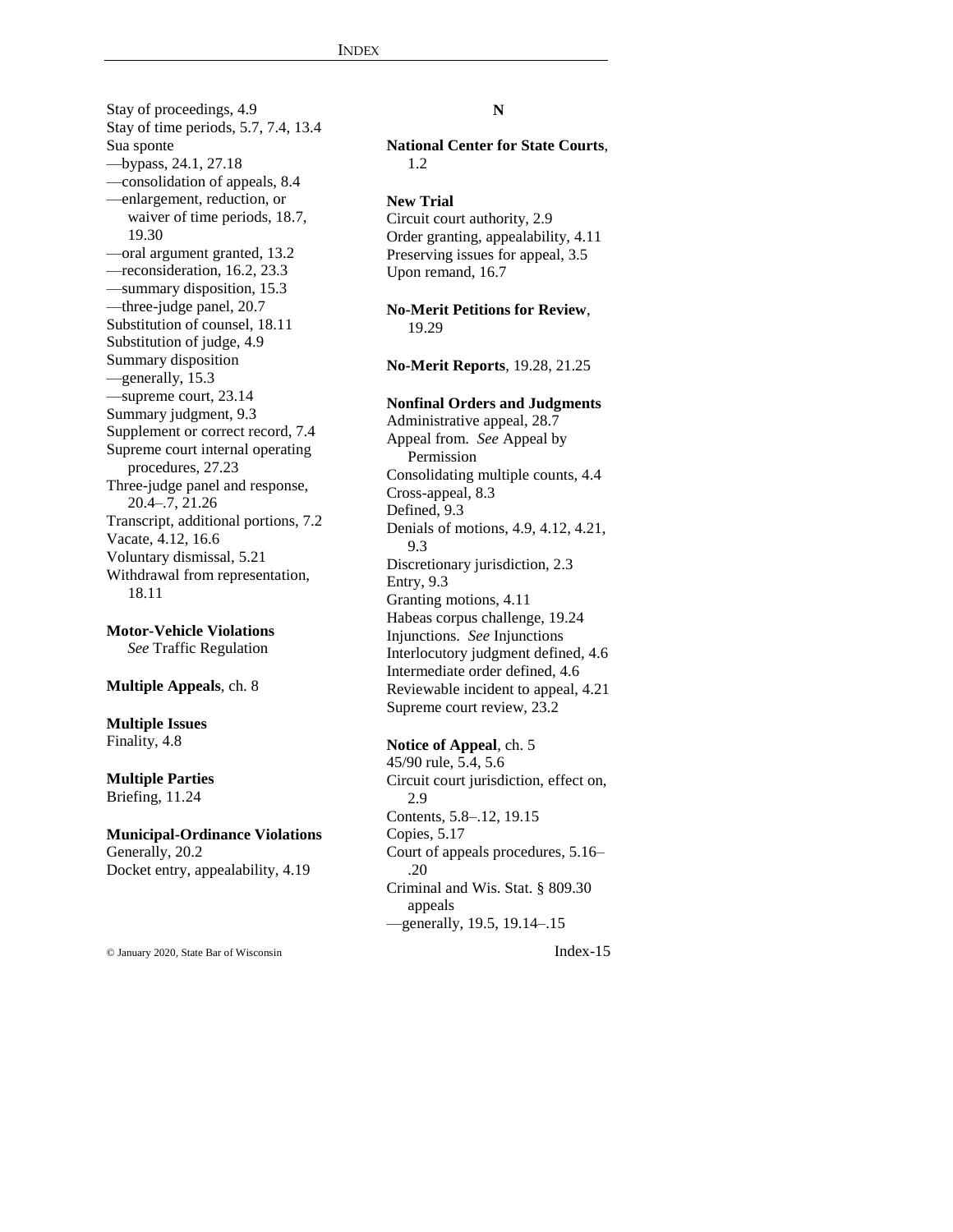Stay of proceedings, 4.9
Stay of time periods, 5.7, 7.4, 13.4
Sua sponte
—bypass, 24.1, 27.18
—consolidation of appeals, 8.4
—enlargement, reduction, or waiver of time periods, 18.7, 19.30
—oral argument granted, 13.2
—reconsideration, 16.2, 23.3
—summary disposition, 15.3
—three-judge panel, 20.7
Substitution of counsel, 18.11
Substitution of judge, 4.9
Summary disposition
—generally, 15.3
—supreme court, 23.14
Summary judgment, 9.3
Supplement or correct record, 7.4
Supreme court internal operating procedures, 27.23
Three-judge panel and response, 20.4–.7, 21.26
Transcript, additional portions, 7.2
Vacate, 4.12, 16.6
Voluntary dismissal, 5.21
Withdrawal from representation, 18.11

**Motor-Vehicle Violations**
*See* Traffic Regulation

**Multiple Appeals**, ch. 8

**Multiple Issues**
Finality, 4.8

**Multiple Parties**
Briefing, 11.24

**Municipal-Ordinance Violations**
Generally, 20.2
Docket entry, appealability, 4.19

## N

**National Center for State Courts**, 1.2

**New Trial**
Circuit court authority, 2.9
Order granting, appealability, 4.11
Preserving issues for appeal, 3.5
Upon remand, 16.7

**No-Merit Petitions for Review**, 19.29

**No-Merit Reports**, 19.28, 21.25

**Nonfinal Orders and Judgments**
Administrative appeal, 28.7
Appeal from. *See* Appeal by Permission
Consolidating multiple counts, 4.4
Cross-appeal, 8.3
Defined, 9.3
Denials of motions, 4.9, 4.12, 4.21, 9.3
Discretionary jurisdiction, 2.3
Entry, 9.3
Granting motions, 4.11
Habeas corpus challenge, 19.24
Injunctions. *See* Injunctions
Interlocutory judgment defined, 4.6
Intermediate order defined, 4.6
Reviewable incident to appeal, 4.21
Supreme court review, 23.2

**Notice of Appeal**, ch. 5
45/90 rule, 5.4, 5.6
Circuit court jurisdiction, effect on, 2.9
Contents, 5.8–.12, 19.15
Copies, 5.17
Court of appeals procedures, 5.16–.20
Criminal and Wis. Stat. § 809.30 appeals
—generally, 19.5, 19.14–.15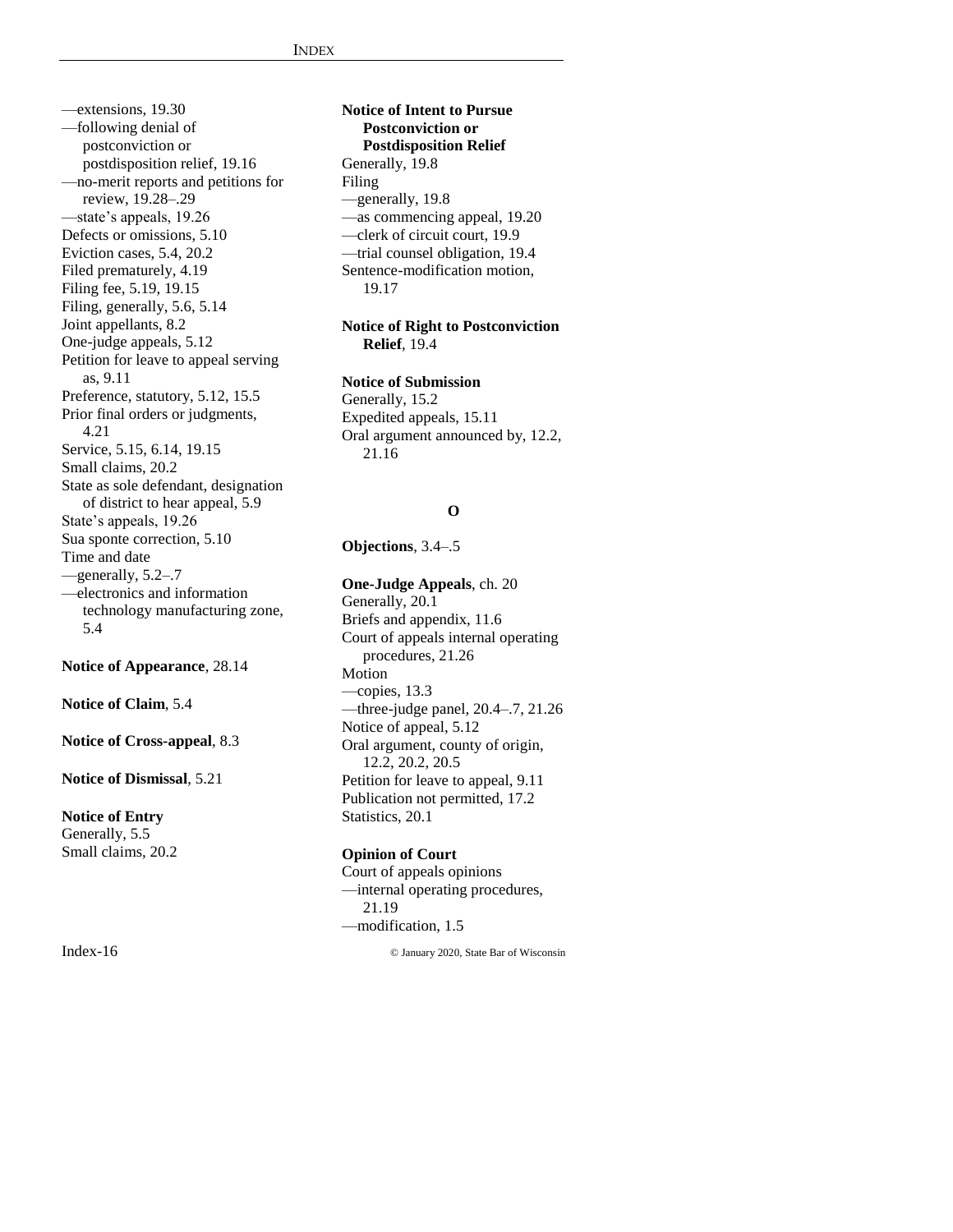—extensions, 19.30
—following denial of postconviction or postdisposition relief, 19.16
—no-merit reports and petitions for review, 19.28–.29
—state's appeals, 19.26
Defects or omissions, 5.10
Eviction cases, 5.4, 20.2
Filed prematurely, 4.19
Filing fee, 5.19, 19.15
Filing, generally, 5.6, 5.14
Joint appellants, 8.2
One-judge appeals, 5.12
Petition for leave to appeal serving as, 9.11
Preference, statutory, 5.12, 15.5
Prior final orders or judgments, 4.21
Service, 5.15, 6.14, 19.15
Small claims, 20.2
State as sole defendant, designation of district to hear appeal, 5.9
State's appeals, 19.26
Sua sponte correction, 5.10
Time and date
—generally, 5.2–.7
—electronics and information technology manufacturing zone, 5.4

**Notice of Appearance**, 28.14

**Notice of Claim**, 5.4

**Notice of Cross-appeal**, 8.3

**Notice of Dismissal**, 5.21

**Notice of Entry**
Generally, 5.5
Small claims, 20.2

**Notice of Intent to Pursue Postconviction or Postdisposition Relief**
Generally, 19.8
Filing
—generally, 19.8
—as commencing appeal, 19.20
—clerk of circuit court, 19.9
—trial counsel obligation, 19.4
Sentence-modification motion, 19.17

**Notice of Right to Postconviction Relief**, 19.4

**Notice of Submission**
Generally, 15.2
Expedited appeals, 15.11
Oral argument announced by, 12.2, 21.16

## O

**Objections**, 3.4–.5

**One-Judge Appeals**, ch. 20
Generally, 20.1
Briefs and appendix, 11.6
Court of appeals internal operating procedures, 21.26
Motion
—copies, 13.3
—three-judge panel, 20.4–.7, 21.26
Notice of appeal, 5.12
Oral argument, county of origin, 12.2, 20.2, 20.5
Petition for leave to appeal, 9.11
Publication not permitted, 17.2
Statistics, 20.1

**Opinion of Court**
Court of appeals opinions
—internal operating procedures, 21.19
—modification, 1.5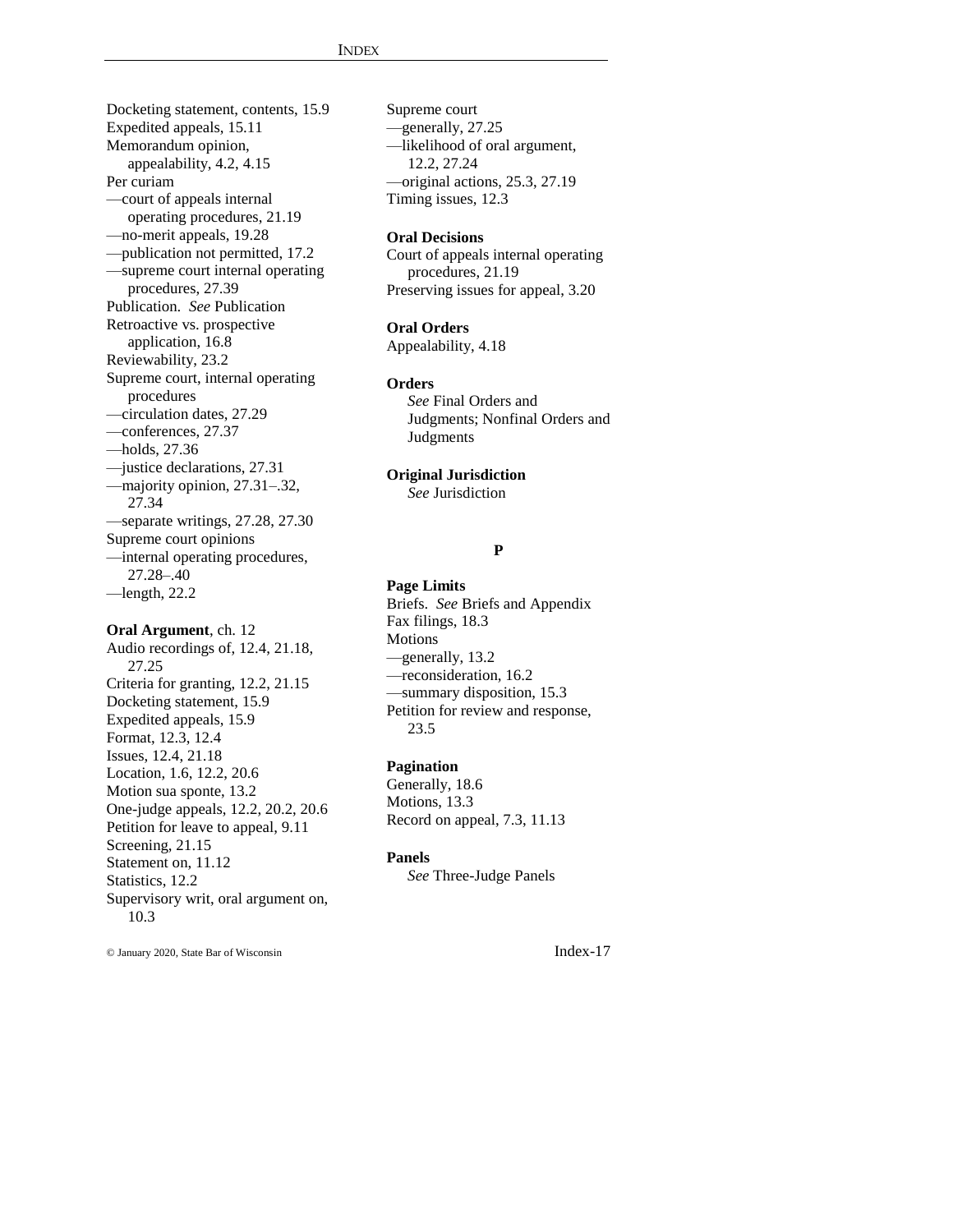Docketing statement, contents, 15.9
Expedited appeals, 15.11
Memorandum opinion, appealability, 4.2, 4.15
Per curiam
—court of appeals internal operating procedures, 21.19
—no-merit appeals, 19.28
—publication not permitted, 17.2
—supreme court internal operating procedures, 27.39
Publication. *See* Publication
Retroactive vs. prospective application, 16.8
Reviewability, 23.2
Supreme court, internal operating procedures
—circulation dates, 27.29
—conferences, 27.37
—holds, 27.36
—justice declarations, 27.31
—majority opinion, 27.31–.32, 27.34
—separate writings, 27.28, 27.30
Supreme court opinions
—internal operating procedures, 27.28–.40
—length, 22.2

**Oral Argument**, ch. 12
Audio recordings of, 12.4, 21.18, 27.25
Criteria for granting, 12.2, 21.15
Docketing statement, 15.9
Expedited appeals, 15.9
Format, 12.3, 12.4
Issues, 12.4, 21.18
Location, 1.6, 12.2, 20.6
Motion sua sponte, 13.2
One-judge appeals, 12.2, 20.2, 20.6
Petition for leave to appeal, 9.11
Screening, 21.15
Statement on, 11.12
Statistics, 12.2
Supervisory writ, oral argument on, 10.3
Supreme court
—generally, 27.25
—likelihood of oral argument, 12.2, 27.24
—original actions, 25.3, 27.19
Timing issues, 12.3

**Oral Decisions**
Court of appeals internal operating procedures, 21.19
Preserving issues for appeal, 3.20

**Oral Orders**
Appealability, 4.18

**Orders**
*See* Final Orders and Judgments; Nonfinal Orders and Judgments

**Original Jurisdiction**
*See* Jurisdiction

## P

**Page Limits**
Briefs. *See* Briefs and Appendix
Fax filings, 18.3
Motions
—generally, 13.2
—reconsideration, 16.2
—summary disposition, 15.3
Petition for review and response, 23.5

**Pagination**
Generally, 18.6
Motions, 13.3
Record on appeal, 7.3, 11.13

**Panels**
*See* Three-Judge Panels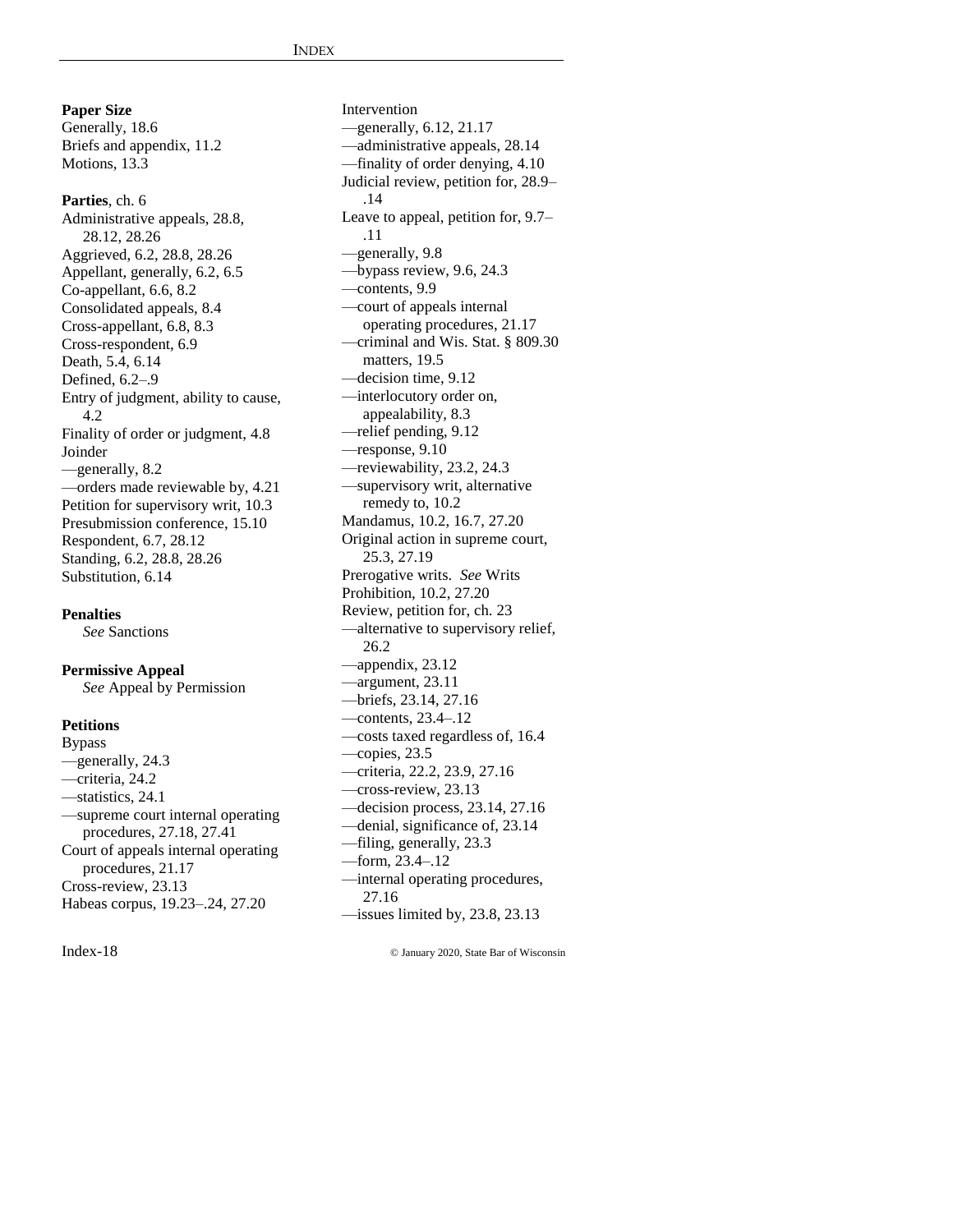**Paper Size**
Generally, 18.6
Briefs and appendix, 11.2
Motions, 13.3

**Parties**, ch. 6
Administrative appeals, 28.8, 28.12, 28.26
Aggrieved, 6.2, 28.8, 28.26
Appellant, generally, 6.2, 6.5
Co-appellant, 6.6, 8.2
Consolidated appeals, 8.4
Cross-appellant, 6.8, 8.3
Cross-respondent, 6.9
Death, 5.4, 6.14
Defined, 6.2–.9
Entry of judgment, ability to cause, 4.2
Finality of order or judgment, 4.8
Joinder
—generally, 8.2
—orders made reviewable by, 4.21
Petition for supervisory writ, 10.3
Presubmission conference, 15.10
Respondent, 6.7, 28.12
Standing, 6.2, 28.8, 28.26
Substitution, 6.14

**Penalties**
*See* Sanctions

**Permissive Appeal**
*See* Appeal by Permission

**Petitions**
Bypass
—generally, 24.3
—criteria, 24.2
—statistics, 24.1
—supreme court internal operating procedures, 27.18, 27.41
Court of appeals internal operating procedures, 21.17
Cross-review, 23.13
Habeas corpus, 19.23–.24, 27.20
Intervention
—generally, 6.12, 21.17
—administrative appeals, 28.14
—finality of order denying, 4.10
Judicial review, petition for, 28.9–.14
Leave to appeal, petition for, 9.7–.11
—generally, 9.8
—bypass review, 9.6, 24.3
—contents, 9.9
—court of appeals internal operating procedures, 21.17
—criminal and Wis. Stat. § 809.30 matters, 19.5
—decision time, 9.12
—interlocutory order on, appealability, 8.3
—relief pending, 9.12
—response, 9.10
—reviewability, 23.2, 24.3
—supervisory writ, alternative remedy to, 10.2
Mandamus, 10.2, 16.7, 27.20
Original action in supreme court, 25.3, 27.19
Prerogative writs. *See* Writs
Prohibition, 10.2, 27.20
Review, petition for, ch. 23
—alternative to supervisory relief, 26.2
—appendix, 23.12
—argument, 23.11
—briefs, 23.14, 27.16
—contents, 23.4–.12
—costs taxed regardless of, 16.4
—copies, 23.5
—criteria, 22.2, 23.9, 27.16
—cross-review, 23.13
—decision process, 23.14, 27.16
—denial, significance of, 23.14
—filing, generally, 23.3
—form, 23.4–.12
—internal operating procedures, 27.16
—issues limited by, 23.8, 23.13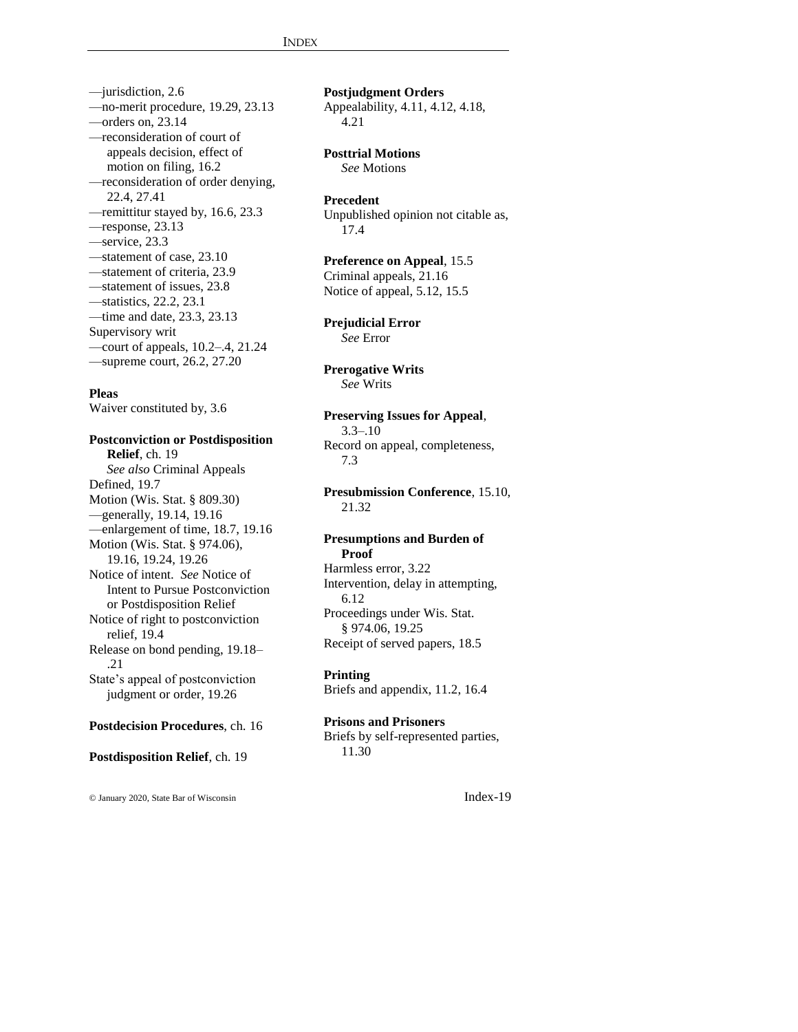—jurisdiction, 2.6
—no-merit procedure, 19.29, 23.13
—orders on, 23.14
—reconsideration of court of appeals decision, effect of motion on filing, 16.2
—reconsideration of order denying, 22.4, 27.41
—remittitur stayed by, 16.6, 23.3
—response, 23.13
—service, 23.3
—statement of case, 23.10
—statement of criteria, 23.9
—statement of issues, 23.8
—statistics, 22.2, 23.1
—time and date, 23.3, 23.13
Supervisory writ
—court of appeals, 10.2–.4, 21.24
—supreme court, 26.2, 27.20

**Pleas**
Waiver constituted by, 3.6

**Postconviction or Postdisposition Relief**, ch. 19
*See also* Criminal Appeals
Defined, 19.7
Motion (Wis. Stat. § 809.30)
—generally, 19.14, 19.16
—enlargement of time, 18.7, 19.16
Motion (Wis. Stat. § 974.06), 19.16, 19.24, 19.26
Notice of intent. *See* Notice of Intent to Pursue Postconviction or Postdisposition Relief
Notice of right to postconviction relief, 19.4
Release on bond pending, 19.18–.21
State's appeal of postconviction judgment or order, 19.26

**Postdecision Procedures**, ch. 16

**Postdisposition Relief**, ch. 19

**Postjudgment Orders**
Appealability, 4.11, 4.12, 4.18, 4.21

**Posttrial Motions**
*See* Motions

**Precedent**
Unpublished opinion not citable as, 17.4

**Preference on Appeal**, 15.5
Criminal appeals, 21.16
Notice of appeal, 5.12, 15.5

**Prejudicial Error**
*See* Error

**Prerogative Writs**
*See* Writs

**Preserving Issues for Appeal**, 3.3–.10
Record on appeal, completeness, 7.3

**Presubmission Conference**, 15.10, 21.32

**Presumptions and Burden of Proof**
Harmless error, 3.22
Intervention, delay in attempting, 6.12
Proceedings under Wis. Stat. § 974.06, 19.25
Receipt of served papers, 18.5

**Printing**
Briefs and appendix, 11.2, 16.4

**Prisons and Prisoners**
Briefs by self-represented parties, 11.30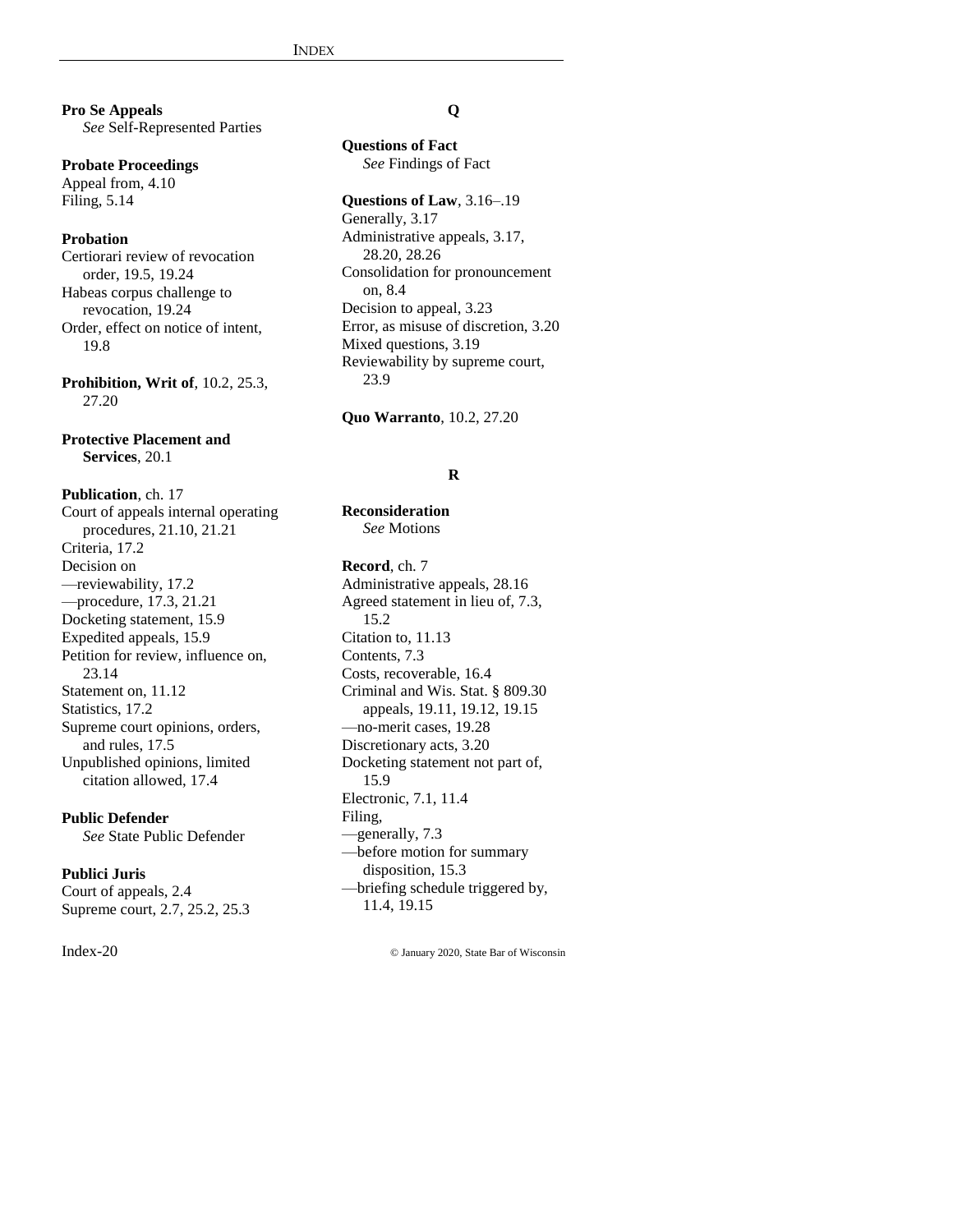**Pro Se Appeals**
*See* Self-Represented Parties

**Probate Proceedings**
Appeal from, 4.10
Filing, 5.14

**Probation**
Certiorari review of revocation order, 19.5, 19.24
Habeas corpus challenge to revocation, 19.24
Order, effect on notice of intent, 19.8

**Prohibition, Writ of**, 10.2, 25.3, 27.20

**Protective Placement and Services**, 20.1

**Publication**, ch. 17
Court of appeals internal operating procedures, 21.10, 21.21
Criteria, 17.2
Decision on
—reviewability, 17.2
—procedure, 17.3, 21.21
Docketing statement, 15.9
Expedited appeals, 15.9
Petition for review, influence on, 23.14
Statement on, 11.12
Statistics, 17.2
Supreme court opinions, orders, and rules, 17.5
Unpublished opinions, limited citation allowed, 17.4

**Public Defender**
*See* State Public Defender

**Publici Juris**
Court of appeals, 2.4
Supreme court, 2.7, 25.2, 25.3

## Q

**Questions of Fact**
*See* Findings of Fact

**Questions of Law**, 3.16–.19
Generally, 3.17
Administrative appeals, 3.17, 28.20, 28.26
Consolidation for pronouncement on, 8.4
Decision to appeal, 3.23
Error, as misuse of discretion, 3.20
Mixed questions, 3.19
Reviewability by supreme court, 23.9

**Quo Warranto**, 10.2, 27.20

## R

**Reconsideration**
*See* Motions

**Record**, ch. 7
Administrative appeals, 28.16
Agreed statement in lieu of, 7.3, 15.2
Citation to, 11.13
Contents, 7.3
Costs, recoverable, 16.4
Criminal and Wis. Stat. § 809.30 appeals, 19.11, 19.12, 19.15
—no-merit cases, 19.28
Discretionary acts, 3.20
Docketing statement not part of, 15.9
Electronic, 7.1, 11.4
Filing,
—generally, 7.3
—before motion for summary disposition, 15.3
—briefing schedule triggered by, 11.4, 19.15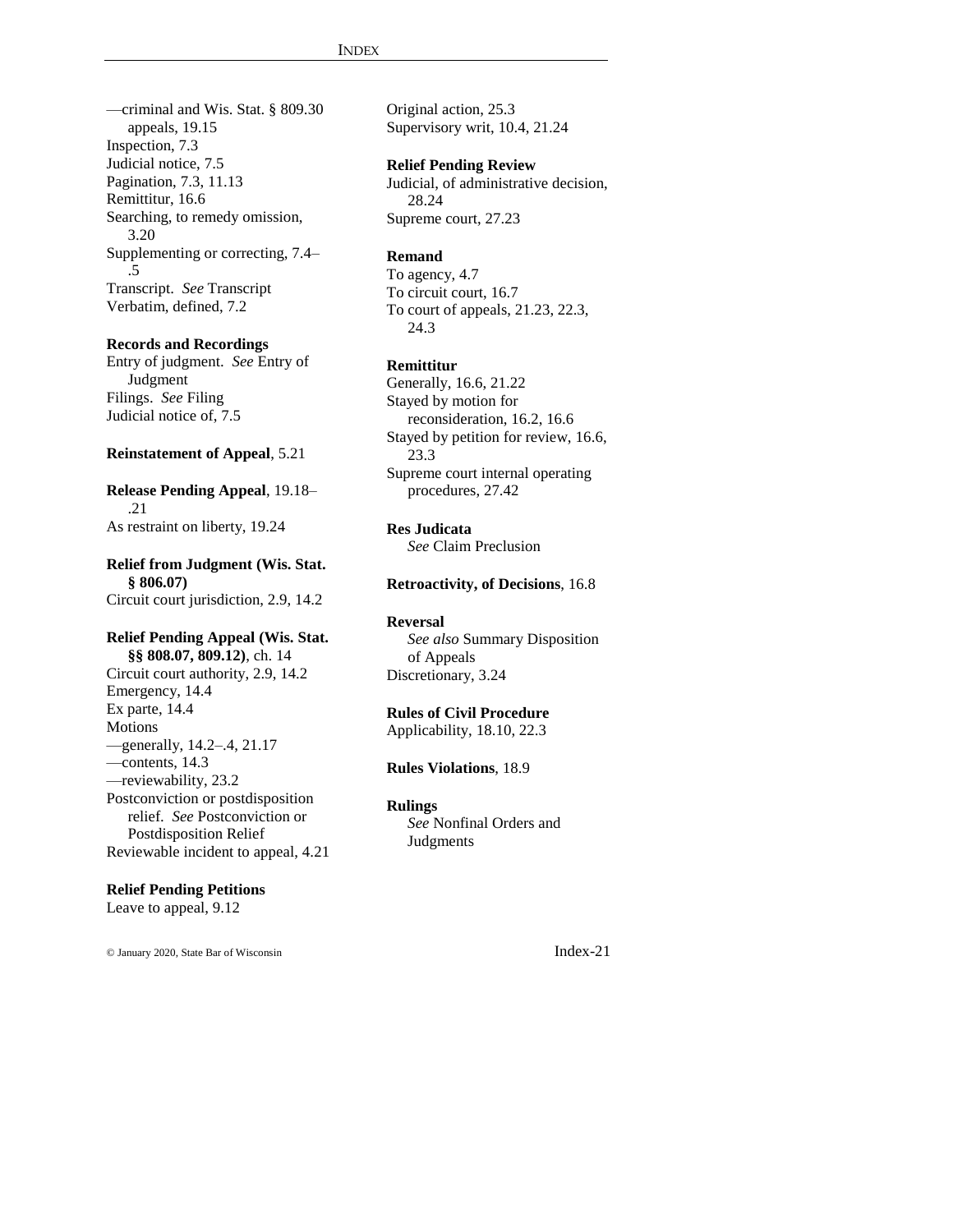—criminal and Wis. Stat. § 809.30 appeals, 19.15
Inspection, 7.3
Judicial notice, 7.5
Pagination, 7.3, 11.13
Remittitur, 16.6
Searching, to remedy omission, 3.20
Supplementing or correcting, 7.4–.5
Transcript. *See* Transcript
Verbatim, defined, 7.2

**Records and Recordings**
Entry of judgment. *See* Entry of Judgment
Filings. *See* Filing
Judicial notice of, 7.5

**Reinstatement of Appeal**, 5.21

**Release Pending Appeal**, 19.18–.21
As restraint on liberty, 19.24

**Relief from Judgment (Wis. Stat. § 806.07)**
Circuit court jurisdiction, 2.9, 14.2

**Relief Pending Appeal (Wis. Stat. §§ 808.07, 809.12)**, ch. 14
Circuit court authority, 2.9, 14.2
Emergency, 14.4
Ex parte, 14.4
Motions
—generally, 14.2–.4, 21.17
—contents, 14.3
—reviewability, 23.2
Postconviction or postdisposition relief. *See* Postconviction or Postdisposition Relief
Reviewable incident to appeal, 4.21

**Relief Pending Petitions**
Leave to appeal, 9.12
Original action, 25.3
Supervisory writ, 10.4, 21.24

**Relief Pending Review**
Judicial, of administrative decision, 28.24
Supreme court, 27.23

**Remand**
To agency, 4.7
To circuit court, 16.7
To court of appeals, 21.23, 22.3, 24.3

**Remittitur**
Generally, 16.6, 21.22
Stayed by motion for reconsideration, 16.2, 16.6
Stayed by petition for review, 16.6, 23.3
Supreme court internal operating procedures, 27.42

**Res Judicata**
*See* Claim Preclusion

**Retroactivity, of Decisions**, 16.8

**Reversal**
*See also* Summary Disposition of Appeals
Discretionary, 3.24

**Rules of Civil Procedure**
Applicability, 18.10, 22.3

**Rules Violations**, 18.9

**Rulings**
*See* Nonfinal Orders and Judgments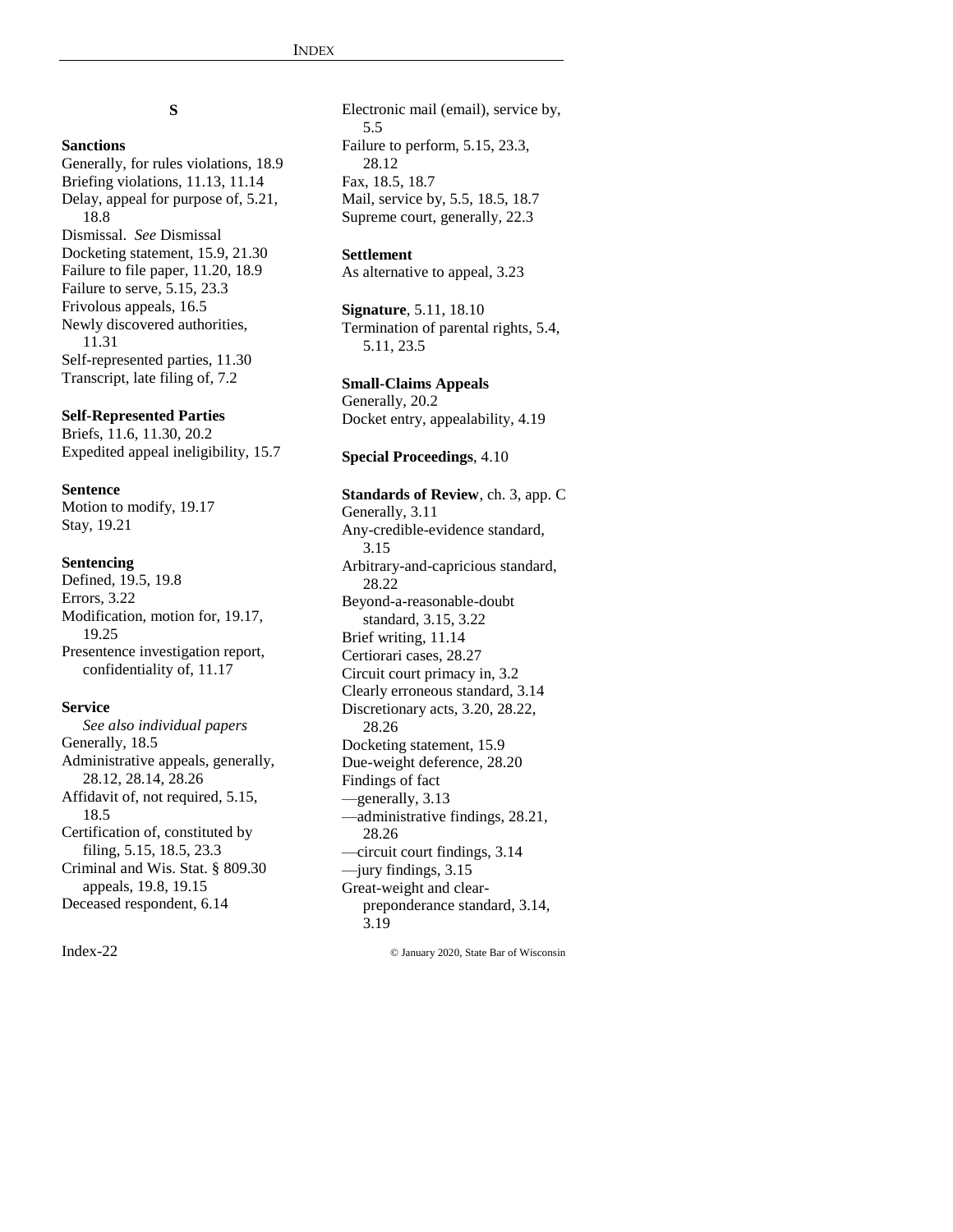## S

**Sanctions**
Generally, for rules violations, 18.9
Briefing violations, 11.13, 11.14
Delay, appeal for purpose of, 5.21, 18.8
Dismissal. *See* Dismissal
Docketing statement, 15.9, 21.30
Failure to file paper, 11.20, 18.9
Failure to serve, 5.15, 23.3
Frivolous appeals, 16.5
Newly discovered authorities, 11.31
Self-represented parties, 11.30
Transcript, late filing of, 7.2

**Self-Represented Parties**
Briefs, 11.6, 11.30, 20.2
Expedited appeal ineligibility, 15.7

**Sentence**
Motion to modify, 19.17
Stay, 19.21

**Sentencing**
Defined, 19.5, 19.8
Errors, 3.22
Modification, motion for, 19.17, 19.25
Presentence investigation report, confidentiality of, 11.17

**Service**
*See also individual papers*
Generally, 18.5
Administrative appeals, generally, 28.12, 28.14, 28.26
Affidavit of, not required, 5.15, 18.5
Certification of, constituted by filing, 5.15, 18.5, 23.3
Criminal and Wis. Stat. § 809.30 appeals, 19.8, 19.15
Deceased respondent, 6.14
Electronic mail (email), service by, 5.5
Failure to perform, 5.15, 23.3, 28.12
Fax, 18.5, 18.7
Mail, service by, 5.5, 18.5, 18.7
Supreme court, generally, 22.3

**Settlement**
As alternative to appeal, 3.23

**Signature**, 5.11, 18.10
Termination of parental rights, 5.4, 5.11, 23.5

**Small-Claims Appeals**
Generally, 20.2
Docket entry, appealability, 4.19

**Special Proceedings**, 4.10

**Standards of Review**, ch. 3, app. C
Generally, 3.11
Any-credible-evidence standard, 3.15
Arbitrary-and-capricious standard, 28.22
Beyond-a-reasonable-doubt standard, 3.15, 3.22
Brief writing, 11.14
Certiorari cases, 28.27
Circuit court primacy in, 3.2
Clearly erroneous standard, 3.14
Discretionary acts, 3.20, 28.22, 28.26
Docketing statement, 15.9
Due-weight deference, 28.20
Findings of fact
—generally, 3.13
—administrative findings, 28.21, 28.26
—circuit court findings, 3.14
—jury findings, 3.15
Great-weight and clear-preponderance standard, 3.14, 3.19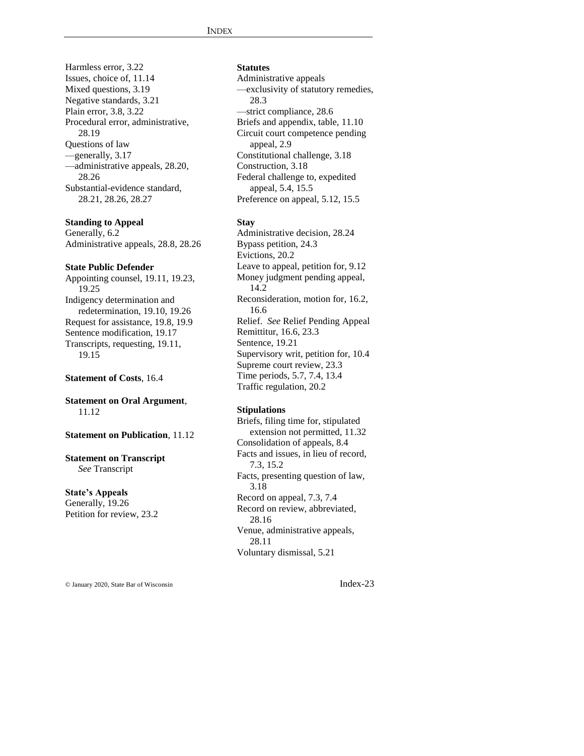Harmless error, 3.22
Issues, choice of, 11.14
Mixed questions, 3.19
Negative standards, 3.21
Plain error, 3.8, 3.22
Procedural error, administrative, 28.19
Questions of law
—generally, 3.17
—administrative appeals, 28.20, 28.26
Substantial-evidence standard, 28.21, 28.26, 28.27

**Standing to Appeal**
Generally, 6.2
Administrative appeals, 28.8, 28.26

**State Public Defender**
Appointing counsel, 19.11, 19.23, 19.25
Indigency determination and redetermination, 19.10, 19.26
Request for assistance, 19.8, 19.9
Sentence modification, 19.17
Transcripts, requesting, 19.11, 19.15

**Statement of Costs**, 16.4

**Statement on Oral Argument**, 11.12

**Statement on Publication**, 11.12

**Statement on Transcript**
*See* Transcript

**State's Appeals**
Generally, 19.26
Petition for review, 23.2

**Statutes**
Administrative appeals
—exclusivity of statutory remedies, 28.3
—strict compliance, 28.6
Briefs and appendix, table, 11.10
Circuit court competence pending appeal, 2.9
Constitutional challenge, 3.18
Construction, 3.18
Federal challenge to, expedited appeal, 5.4, 15.5
Preference on appeal, 5.12, 15.5

**Stay**
Administrative decision, 28.24
Bypass petition, 24.3
Evictions, 20.2
Leave to appeal, petition for, 9.12
Money judgment pending appeal, 14.2
Reconsideration, motion for, 16.2, 16.6
Relief. *See* Relief Pending Appeal
Remittitur, 16.6, 23.3
Sentence, 19.21
Supervisory writ, petition for, 10.4
Supreme court review, 23.3
Time periods, 5.7, 7.4, 13.4
Traffic regulation, 20.2

**Stipulations**
Briefs, filing time for, stipulated extension not permitted, 11.32
Consolidation of appeals, 8.4
Facts and issues, in lieu of record, 7.3, 15.2
Facts, presenting question of law, 3.18
Record on appeal, 7.3, 7.4
Record on review, abbreviated, 28.16
Venue, administrative appeals, 28.11
Voluntary dismissal, 5.21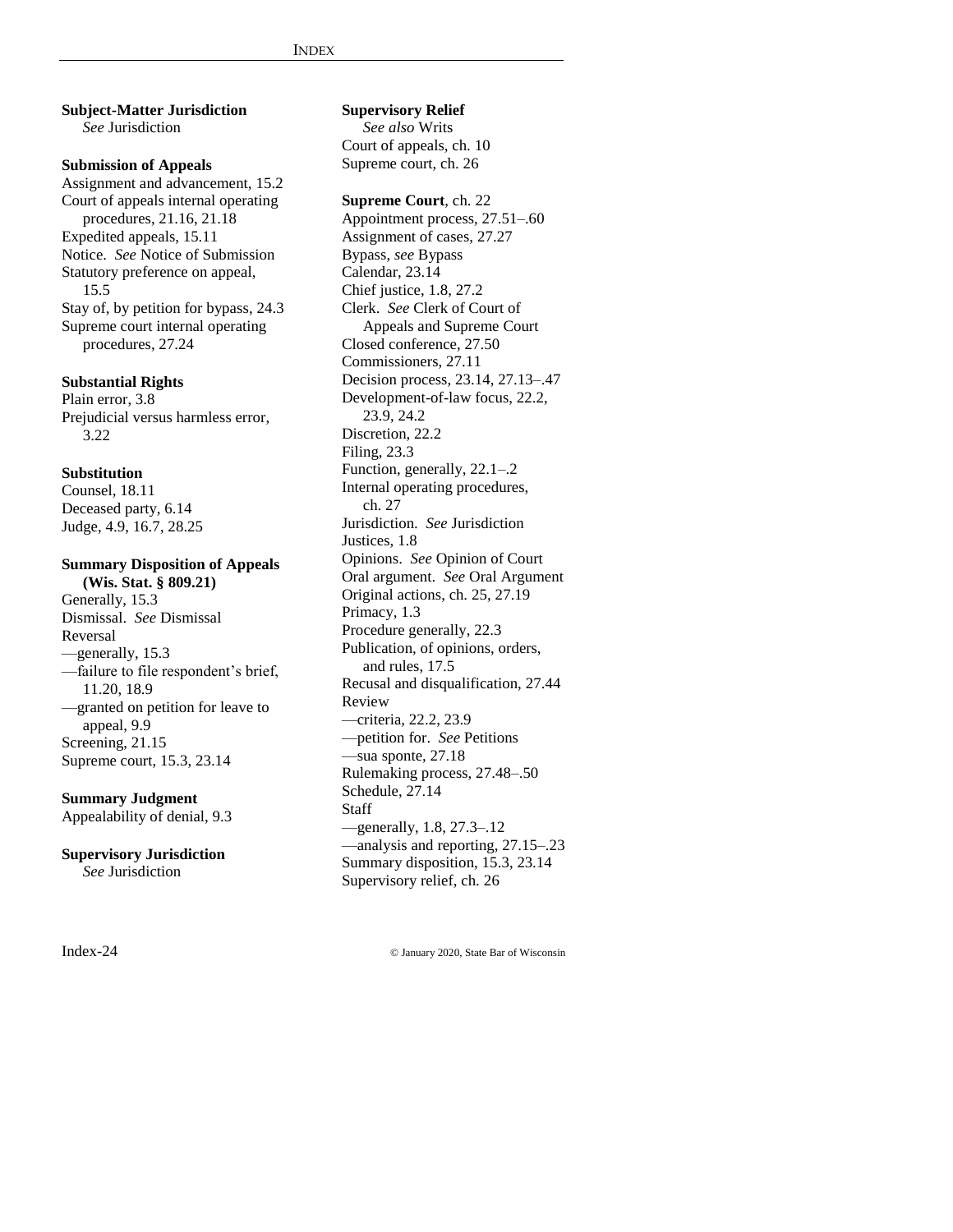**Subject-Matter Jurisdiction**
*See* Jurisdiction

**Submission of Appeals**
Assignment and advancement, 15.2
Court of appeals internal operating procedures, 21.16, 21.18
Expedited appeals, 15.11
Notice. *See* Notice of Submission
Statutory preference on appeal, 15.5
Stay of, by petition for bypass, 24.3
Supreme court internal operating procedures, 27.24

**Substantial Rights**
Plain error, 3.8
Prejudicial versus harmless error, 3.22

**Substitution**
Counsel, 18.11
Deceased party, 6.14
Judge, 4.9, 16.7, 28.25

**Summary Disposition of Appeals (Wis. Stat. § 809.21)**
Generally, 15.3
Dismissal. *See* Dismissal
Reversal
—generally, 15.3
—failure to file respondent's brief, 11.20, 18.9
—granted on petition for leave to appeal, 9.9
Screening, 21.15
Supreme court, 15.3, 23.14

**Summary Judgment**
Appealability of denial, 9.3

**Supervisory Jurisdiction**
*See* Jurisdiction

**Supervisory Relief**
*See also* Writs
Court of appeals, ch. 10
Supreme court, ch. 26

**Supreme Court**, ch. 22
Appointment process, 27.51–.60
Assignment of cases, 27.27
Bypass, *see* Bypass
Calendar, 23.14
Chief justice, 1.8, 27.2
Clerk. *See* Clerk of Court of Appeals and Supreme Court
Closed conference, 27.50
Commissioners, 27.11
Decision process, 23.14, 27.13–.47
Development-of-law focus, 22.2, 23.9, 24.2
Discretion, 22.2
Filing, 23.3
Function, generally, 22.1–.2
Internal operating procedures, ch. 27
Jurisdiction. *See* Jurisdiction
Justices, 1.8
Opinions. *See* Opinion of Court
Oral argument. *See* Oral Argument
Original actions, ch. 25, 27.19
Primacy, 1.3
Procedure generally, 22.3
Publication, of opinions, orders, and rules, 17.5
Recusal and disqualification, 27.44
Review
—criteria, 22.2, 23.9
—petition for. *See* Petitions
—sua sponte, 27.18
Rulemaking process, 27.48–.50
Schedule, 27.14
Staff
—generally, 1.8, 27.3–.12
—analysis and reporting, 27.15–.23
Summary disposition, 15.3, 23.14
Supervisory relief, ch. 26

© January 2020, State Bar of Wisconsin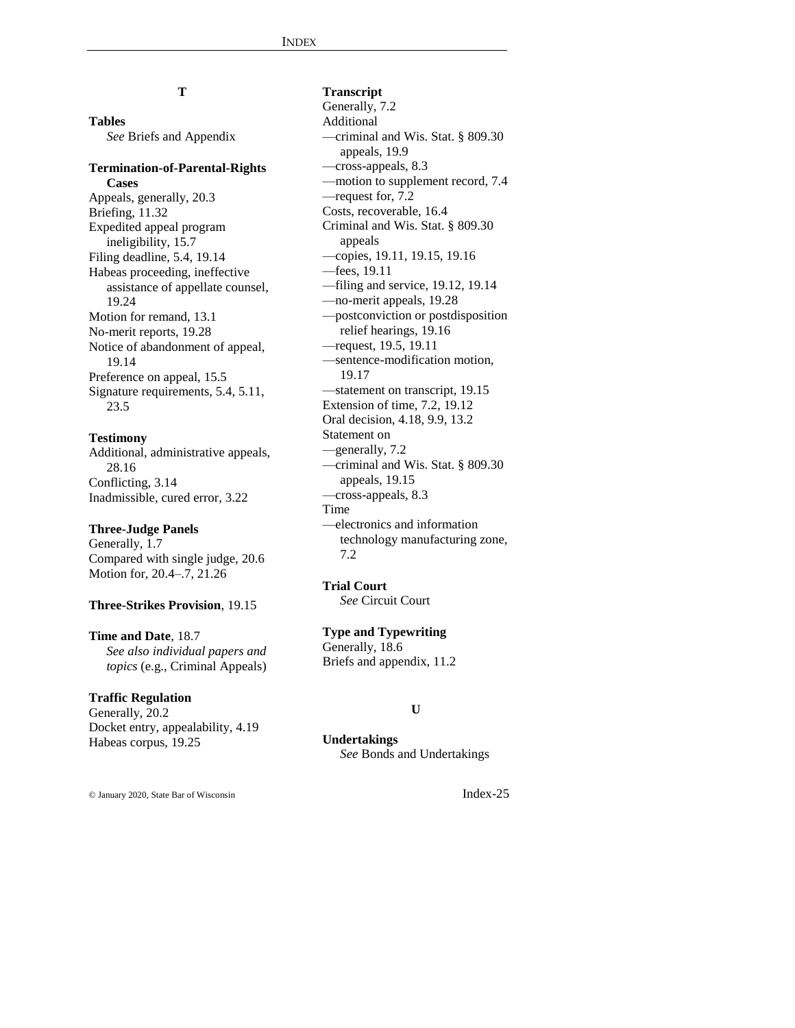## T

**Tables**
*See* Briefs and Appendix

**Termination-of-Parental-Rights Cases**
Appeals, generally, 20.3
Briefing, 11.32
Expedited appeal program ineligibility, 15.7
Filing deadline, 5.4, 19.14
Habeas proceeding, ineffective assistance of appellate counsel, 19.24
Motion for remand, 13.1
No-merit reports, 19.28
Notice of abandonment of appeal, 19.14
Preference on appeal, 15.5
Signature requirements, 5.4, 5.11, 23.5

**Testimony**
Additional, administrative appeals, 28.16
Conflicting, 3.14
Inadmissible, cured error, 3.22

**Three-Judge Panels**
Generally, 1.7
Compared with single judge, 20.6
Motion for, 20.4–.7, 21.26

**Three-Strikes Provision**, 19.15

**Time and Date**, 18.7
*See also individual papers and topics* (e.g., Criminal Appeals)

**Traffic Regulation**
Generally, 20.2
Docket entry, appealability, 4.19
Habeas corpus, 19.25

**Transcript**
Generally, 7.2
Additional
—criminal and Wis. Stat. § 809.30 appeals, 19.9
—cross-appeals, 8.3
—motion to supplement record, 7.4
—request for, 7.2
Costs, recoverable, 16.4
Criminal and Wis. Stat. § 809.30 appeals
—copies, 19.11, 19.15, 19.16
—fees, 19.11
—filing and service, 19.12, 19.14
—no-merit appeals, 19.28
—postconviction or postdisposition relief hearings, 19.16
—request, 19.5, 19.11
—sentence-modification motion, 19.17
—statement on transcript, 19.15
Extension of time, 7.2, 19.12
Oral decision, 4.18, 9.9, 13.2
Statement on
—generally, 7.2
—criminal and Wis. Stat. § 809.30 appeals, 19.15
—cross-appeals, 8.3
Time
—electronics and information technology manufacturing zone, 7.2

**Trial Court**
*See* Circuit Court

**Type and Typewriting**
Generally, 18.6
Briefs and appendix, 11.2

## U

**Undertakings**
*See* Bonds and Undertakings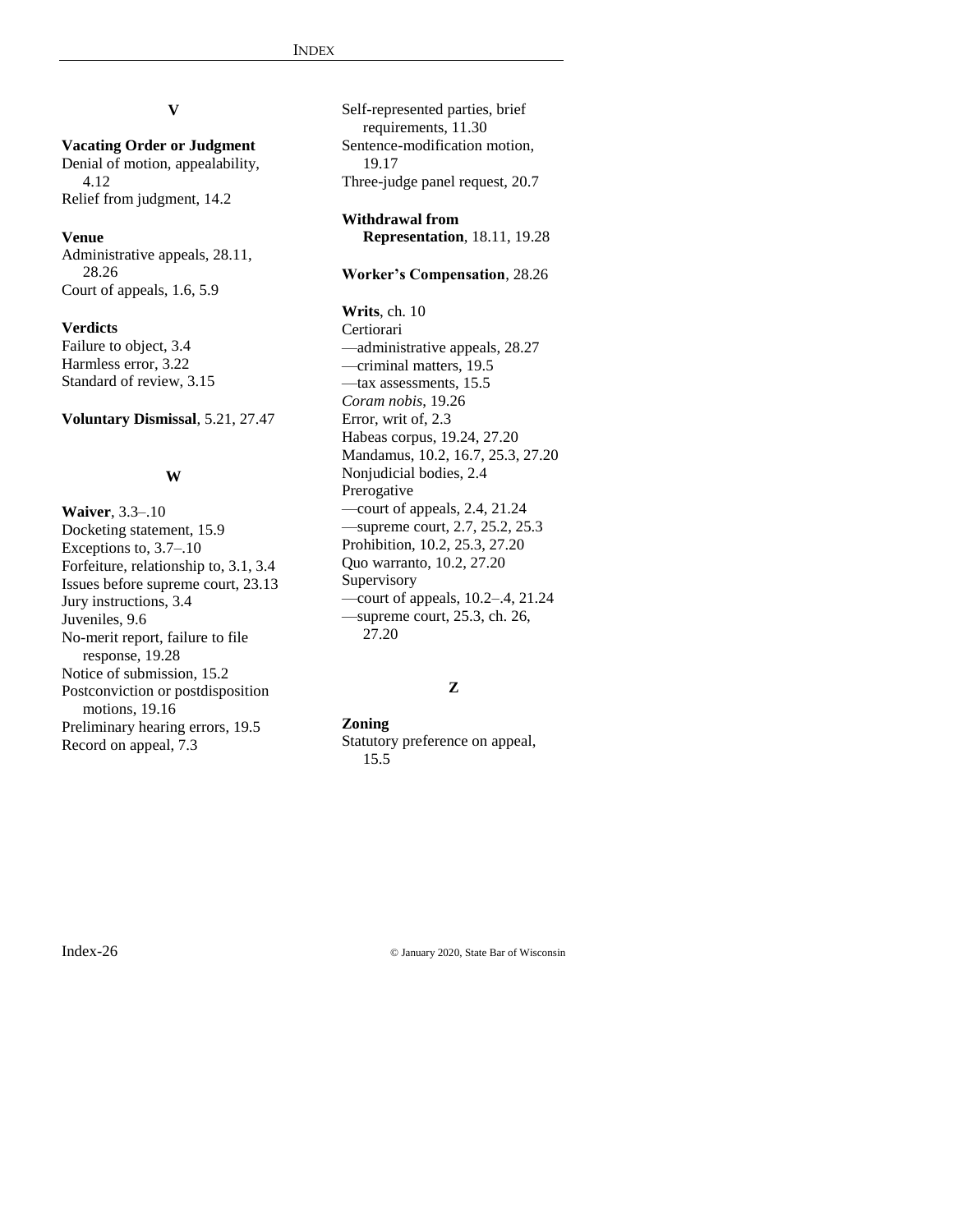## V

**Vacating Order or Judgment**
Denial of motion, appealability, 4.12
Relief from judgment, 14.2

**Venue**
Administrative appeals, 28.11, 28.26
Court of appeals, 1.6, 5.9

**Verdicts**
Failure to object, 3.4
Harmless error, 3.22
Standard of review, 3.15

**Voluntary Dismissal**, 5.21, 27.47

## W

**Waiver**, 3.3–.10
Docketing statement, 15.9
Exceptions to, 3.7–.10
Forfeiture, relationship to, 3.1, 3.4
Issues before supreme court, 23.13
Jury instructions, 3.4
Juveniles, 9.6
No-merit report, failure to file response, 19.28
Notice of submission, 15.2
Postconviction or postdisposition motions, 19.16
Preliminary hearing errors, 19.5
Record on appeal, 7.3
Self-represented parties, brief requirements, 11.30
Sentence-modification motion, 19.17
Three-judge panel request, 20.7

**Withdrawal from Representation**, 18.11, 19.28

**Worker's Compensation**, 28.26

**Writs**, ch. 10
Certiorari
—administrative appeals, 28.27
—criminal matters, 19.5
—tax assessments, 15.5
*Coram nobis*, 19.26
Error, writ of, 2.3
Habeas corpus, 19.24, 27.20
Mandamus, 10.2, 16.7, 25.3, 27.20
Nonjudicial bodies, 2.4
Prerogative
—court of appeals, 2.4, 21.24
—supreme court, 2.7, 25.2, 25.3
Prohibition, 10.2, 25.3, 27.20
Quo warranto, 10.2, 27.20
Supervisory
—court of appeals, 10.2–.4, 21.24
—supreme court, 25.3, ch. 26, 27.20

## Z

**Zoning**
Statutory preference on appeal, 15.5